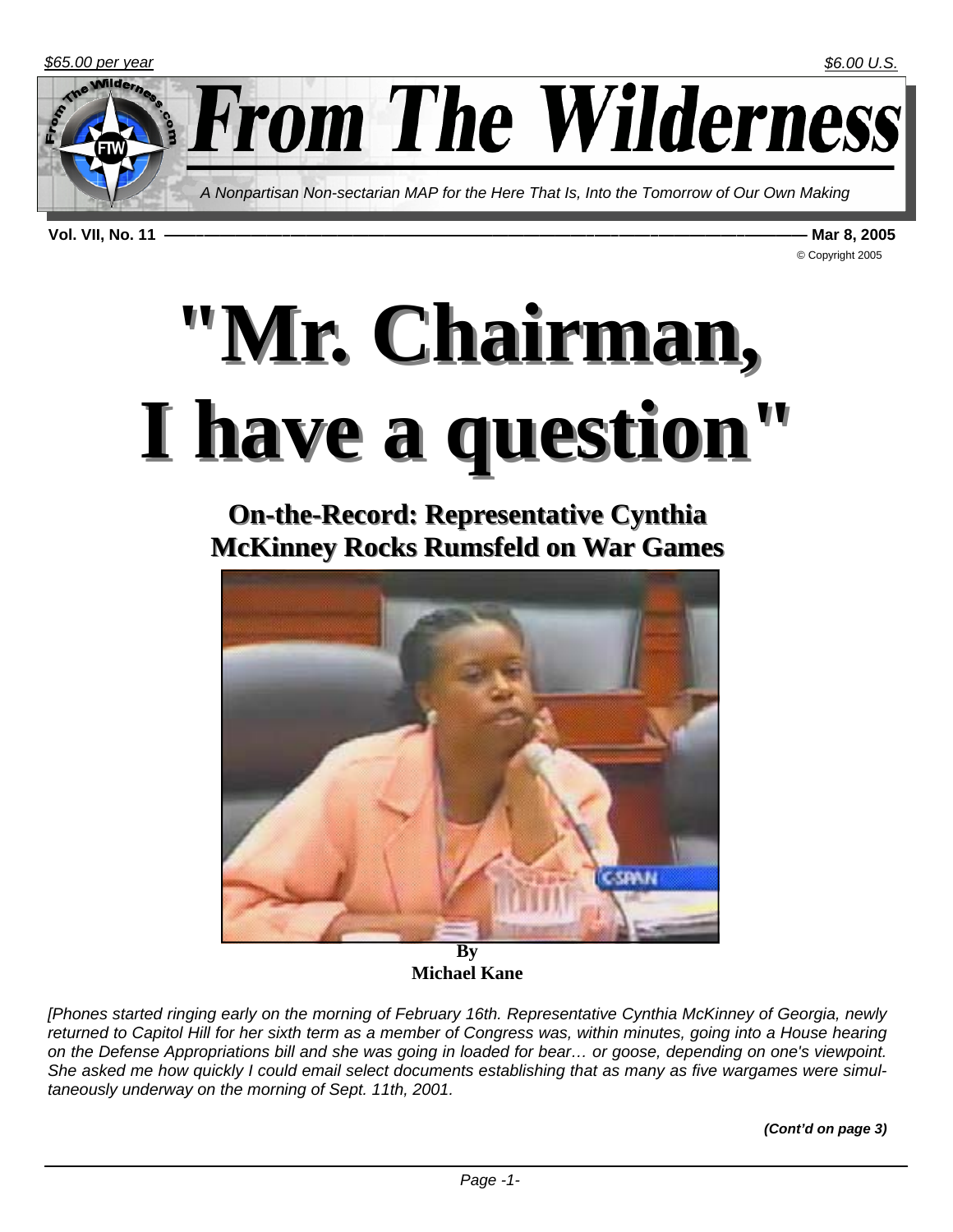*$65.00 per year* *$6.00 U.S.*

# From The Wilderness

*A Nonpartisan Non-sectarian MAP for the Here That Is, Into the Tomorrow of Our Own Making*

**Vol. VII, No. 11** — **Mar 8, 2005**

© Copyright 2005

# "Mr. Chairman, I have a question"

## On-the-Record: Representative Cynthia McKinney Rocks Rumsfeld on War Games

**By**
**Michael Kane**

*[Phones started ringing early on the morning of February 16th. Representative Cynthia McKinney of Georgia, newly returned to Capitol Hill for her sixth term as a member of Congress was, within minutes, going into a House hearing on the Defense Appropriations bill and she was going in loaded for bear… or goose, depending on one's viewpoint. She asked me how quickly I could email select documents establishing that as many as five wargames were simultaneously underway on the morning of Sept. 11th, 2001.*

***(Cont'd on page 3)***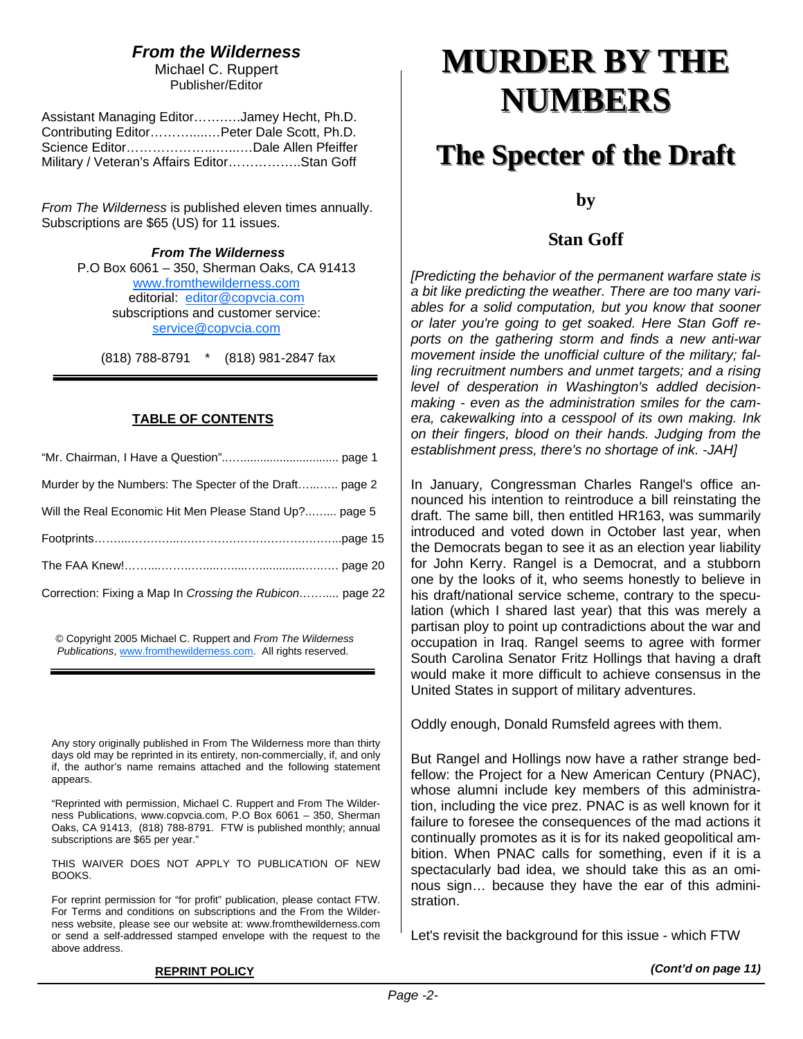## *From the Wilderness*

Michael C. Ruppert
Publisher/Editor

Assistant Managing Editor………..Jamey Hecht, Ph.D.
Contributing Editor……….....…Peter Dale Scott, Ph.D.
Science Editor…………………..…..…Dale Allen Pfeiffer
Military / Veteran's Affairs Editor……………..Stan Goff

*From The Wilderness* is published eleven times annually. Subscriptions are $65 (US) for 11 issues.

***From The Wilderness***
P.O Box 6061 – 350, Sherman Oaks, CA 91413
www.fromthewilderness.com
editorial: editor@copvcia.com
subscriptions and customer service:
service@copvcia.com

(818) 788-8791 * (818) 981-2847 fax

**TABLE OF CONTENTS**

"Mr. Chairman, I Have a Question"…….............................. page 1

Murder by the Numbers: The Specter of the Draft….…..... page 2

Will the Real Economic Hit Men Please Stand Up?…….... page 5

Footprints……...……….....……………………………………...page 15

The FAA Knew!……...…….…....…....…..........…..…… page 20

Correction: Fixing a Map In *Crossing the Rubicon*……..... page 22

© Copyright 2005 Michael C. Ruppert and *From The Wilderness Publications*, www.fromthewilderness.com. All rights reserved.

**REPRINT POLICY**

Any story originally published in From The Wilderness more than thirty days old may be reprinted in its entirety, non-commercially, if, and only if, the author's name remains attached and the following statement appears.

"Reprinted with permission, Michael C. Ruppert and From The Wilderness Publications, www.copvcia.com, P.O Box 6061 – 350, Sherman Oaks, CA 91413, (818) 788-8791. FTW is published monthly; annual subscriptions are $65 per year."

THIS WAIVER DOES NOT APPLY TO PUBLICATION OF NEW BOOKS.

For reprint permission for "for profit" publication, please contact FTW. For Terms and conditions on subscriptions and the From the Wilderness website, please see our website at: www.fromthewilderness.com or send a self-addressed stamped envelope with the request to the above address.

# MURDER BY THE NUMBERS

## The Specter of the Draft

**by**

**Stan Goff**

*[Predicting the behavior of the permanent warfare state is a bit like predicting the weather. There are too many variables for a solid computation, but you know that sooner or later you're going to get soaked. Here Stan Goff reports on the gathering storm and finds a new anti-war movement inside the unofficial culture of the military; falling recruitment numbers and unmet targets; and a rising level of desperation in Washington's addled decision-making - even as the administration smiles for the camera, cakewalking into a cesspool of its own making. Ink on their fingers, blood on their hands. Judging from the establishment press, there's no shortage of ink. -JAH]*

In January, Congressman Charles Rangel's office announced his intention to reintroduce a bill reinstating the draft. The same bill, then entitled HR163, was summarily introduced and voted down in October last year, when the Democrats began to see it as an election year liability for John Kerry. Rangel is a Democrat, and a stubborn one by the looks of it, who seems honestly to believe in his draft/national service scheme, contrary to the speculation (which I shared last year) that this was merely a partisan ploy to point up contradictions about the war and occupation in Iraq. Rangel seems to agree with former South Carolina Senator Fritz Hollings that having a draft would make it more difficult to achieve consensus in the United States in support of military adventures.

Oddly enough, Donald Rumsfeld agrees with them.

But Rangel and Hollings now have a rather strange bedfellow: the Project for a New American Century (PNAC), whose alumni include key members of this administration, including the vice prez. PNAC is as well known for it failure to foresee the consequences of the mad actions it continually promotes as it is for its naked geopolitical ambition. When PNAC calls for something, even if it is a spectacularly bad idea, we should take this as an ominous sign… because they have the ear of this administration.

Let's revisit the background for this issue - which FTW

***(Cont'd on page 11)***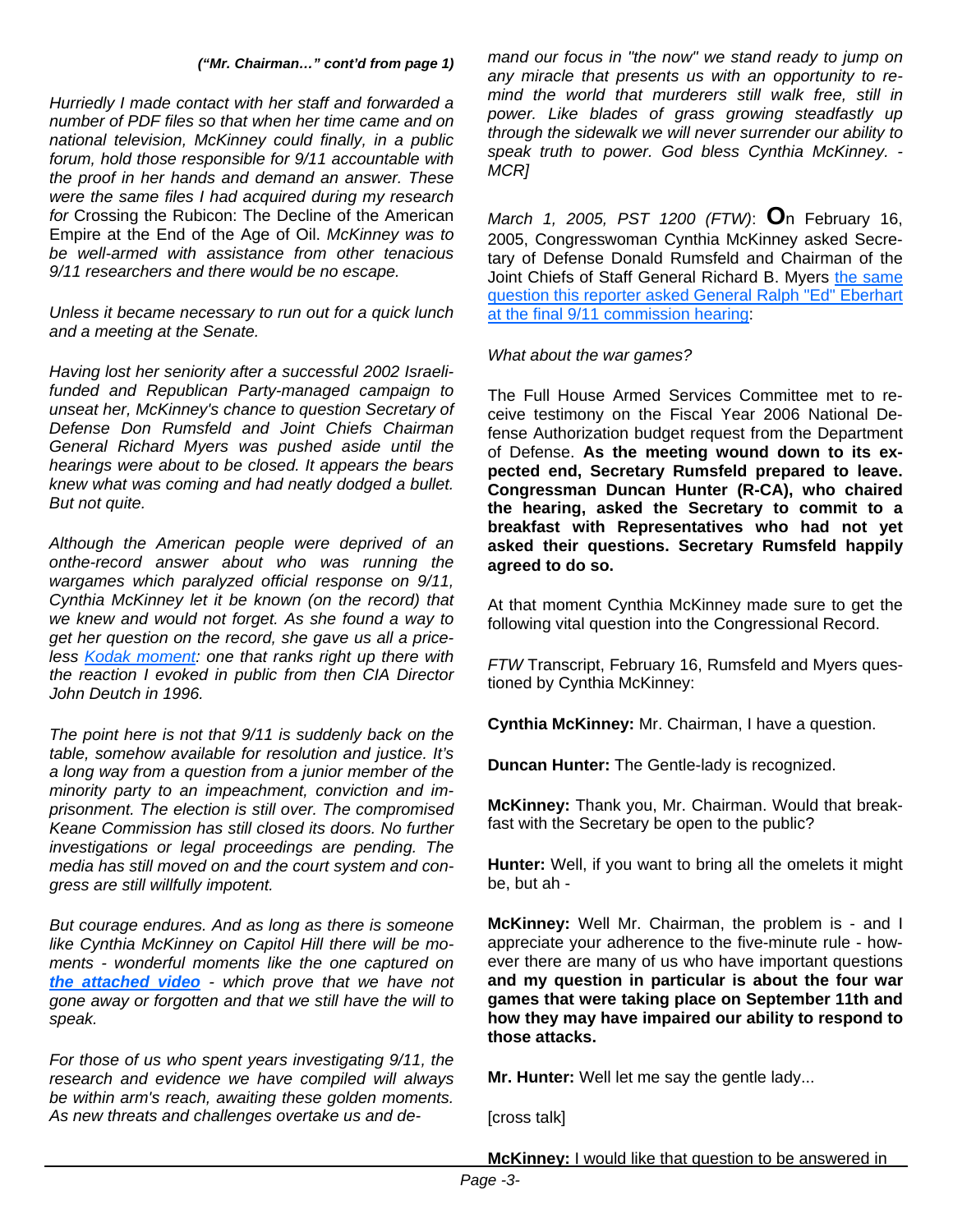*("Mr. Chairman…" cont'd from page 1)*

*Hurriedly I made contact with her staff and forwarded a number of PDF files so that when her time came and on national television, McKinney could finally, in a public forum, hold those responsible for 9/11 accountable with the proof in her hands and demand an answer. These were the same files I had acquired during my research for* Crossing the Rubicon: The Decline of the American Empire at the End of the Age of Oil. *McKinney was to be well-armed with assistance from other tenacious 9/11 researchers and there would be no escape.*

*Unless it became necessary to run out for a quick lunch and a meeting at the Senate.*

*Having lost her seniority after a successful 2002 Israeli-funded and Republican Party-managed campaign to unseat her, McKinney's chance to question Secretary of Defense Don Rumsfeld and Joint Chiefs Chairman General Richard Myers was pushed aside until the hearings were about to be closed. It appears the bears knew what was coming and had neatly dodged a bullet. But not quite.*

*Although the American people were deprived of an onthe-record answer about who was running the wargames which paralyzed official response on 9/11, Cynthia McKinney let it be known (on the record) that we knew and would not forget. As she found a way to get her question on the record, she gave us all a priceless Kodak moment: one that ranks right up there with the reaction I evoked in public from then CIA Director John Deutch in 1996.*

*The point here is not that 9/11 is suddenly back on the table, somehow available for resolution and justice. It's a long way from a question from a junior member of the minority party to an impeachment, conviction and imprisonment. The election is still over. The compromised Keane Commission has still closed its doors. No further investigations or legal proceedings are pending. The media has still moved on and the court system and congress are still willfully impotent.*

*But courage endures. And as long as there is someone like Cynthia McKinney on Capitol Hill there will be moments - wonderful moments like the one captured on* ***the attached video*** *- which prove that we have not gone away or forgotten and that we still have the will to speak.*

*For those of us who spent years investigating 9/11, the research and evidence we have compiled will always be within arm's reach, awaiting these golden moments. As new threats and challenges overtake us and demand our focus in "the now" we stand ready to jump on any miracle that presents us with an opportunity to remind the world that murderers still walk free, still in power. Like blades of grass growing steadfastly up through the sidewalk we will never surrender our ability to speak truth to power. God bless Cynthia McKinney. - MCR]*

*March 1, 2005, PST 1200 (FTW)*: **O**n February 16, 2005, Congresswoman Cynthia McKinney asked Secretary of Defense Donald Rumsfeld and Chairman of the Joint Chiefs of Staff General Richard B. Myers the same question this reporter asked General Ralph "Ed" Eberhart at the final 9/11 commission hearing:

*What about the war games?*

The Full House Armed Services Committee met to receive testimony on the Fiscal Year 2006 National Defense Authorization budget request from the Department of Defense. **As the meeting wound down to its expected end, Secretary Rumsfeld prepared to leave. Congressman Duncan Hunter (R-CA), who chaired the hearing, asked the Secretary to commit to a breakfast with Representatives who had not yet asked their questions. Secretary Rumsfeld happily agreed to do so.**

At that moment Cynthia McKinney made sure to get the following vital question into the Congressional Record.

*FTW* Transcript, February 16, Rumsfeld and Myers questioned by Cynthia McKinney:

**Cynthia McKinney:** Mr. Chairman, I have a question.

**Duncan Hunter:** The Gentle-lady is recognized.

**McKinney:** Thank you, Mr. Chairman. Would that breakfast with the Secretary be open to the public?

**Hunter:** Well, if you want to bring all the omelets it might be, but ah -

**McKinney:** Well Mr. Chairman, the problem is - and I appreciate your adherence to the five-minute rule - however there are many of us who have important questions **and my question in particular is about the four war games that were taking place on September 11th and how they may have impaired our ability to respond to those attacks.**

**Mr. Hunter:** Well let me say the gentle lady...

[cross talk]

**McKinney:** I would like that question to be answered in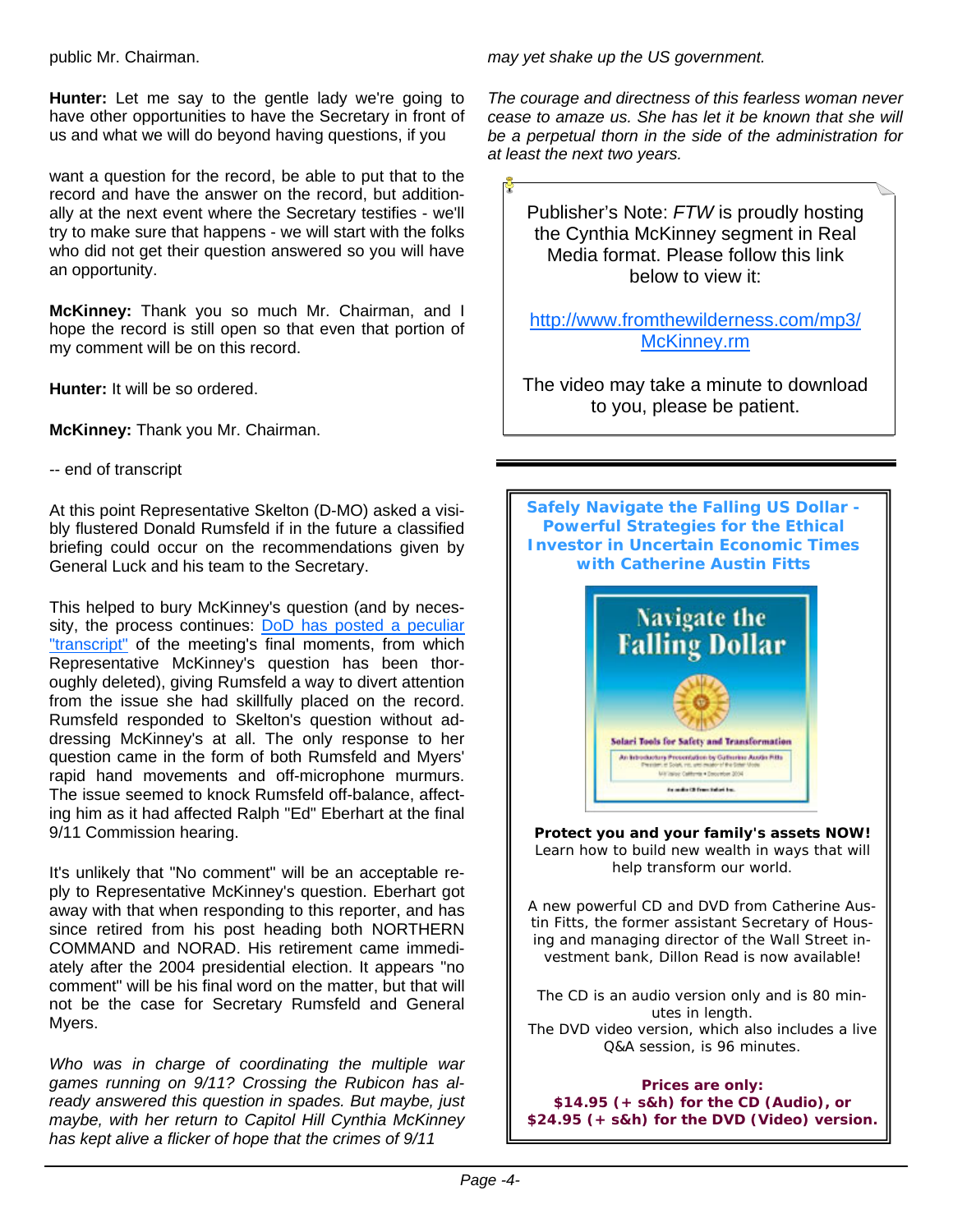public Mr. Chairman.

**Hunter:** Let me say to the gentle lady we're going to have other opportunities to have the Secretary in front of us and what we will do beyond having questions, if you

want a question for the record, be able to put that to the record and have the answer on the record, but additionally at the next event where the Secretary testifies - we'll try to make sure that happens - we will start with the folks who did not get their question answered so you will have an opportunity.

**McKinney:** Thank you so much Mr. Chairman, and I hope the record is still open so that even that portion of my comment will be on this record.

**Hunter:** It will be so ordered.

**McKinney:** Thank you Mr. Chairman.

-- end of transcript

At this point Representative Skelton (D-MO) asked a visibly flustered Donald Rumsfeld if in the future a classified briefing could occur on the recommendations given by General Luck and his team to the Secretary.

This helped to bury McKinney's question (and by necessity, the process continues: [DoD has posted a peculiar "transcript"] of the meeting's final moments, from which Representative McKinney's question has been thoroughly deleted), giving Rumsfeld a way to divert attention from the issue she had skillfully placed on the record. Rumsfeld responded to Skelton's question without addressing McKinney's at all. The only response to her question came in the form of both Rumsfeld and Myers' rapid hand movements and off-microphone murmurs. The issue seemed to knock Rumsfeld off-balance, affecting him as it had affected Ralph "Ed" Eberhart at the final 9/11 Commission hearing.

It's unlikely that "No comment" will be an acceptable reply to Representative McKinney's question. Eberhart got away with that when responding to this reporter, and has since retired from his post heading both NORTHERN COMMAND and NORAD. His retirement came immediately after the 2004 presidential election. It appears "no comment" will be his final word on the matter, but that will not be the case for Secretary Rumsfeld and General Myers.

*Who was in charge of coordinating the multiple war games running on 9/11? Crossing the Rubicon has already answered this question in spades. But maybe, just maybe, with her return to Capitol Hill Cynthia McKinney has kept alive a flicker of hope that the crimes of 9/11 may yet shake up the US government.*

*The courage and directness of this fearless woman never cease to amaze us. She has let it be known that she will be a perpetual thorn in the side of the administration for at least the next two years.*

Publisher's Note: *FTW* is proudly hosting the Cynthia McKinney segment in Real Media format. Please follow this link below to view it:

http://www.fromthewilderness.com/mp3/McKinney.rm

The video may take a minute to download to you, please be patient.

---

**Safely Navigate the Falling US Dollar - Powerful Strategies for the Ethical Investor in Uncertain Economic Times with Catherine Austin Fitts**

Navigate the Falling Dollar

Solari Tools for Safety and Transformation

**Protect you and your family's assets NOW!**
Learn how to build new wealth in ways that will help transform our world.

A new powerful CD and DVD from Catherine Austin Fitts, the former assistant Secretary of Housing and managing director of the Wall Street investment bank, Dillon Read is now available!

The CD is an audio version only and is 80 minutes in length.
The DVD video version, which also includes a live Q&A session, is 96 minutes.

**Prices are only:**
**$14.95 (+ s&h) for the CD (Audio), or**
**$24.95 (+ s&h) for the DVD (Video) version.**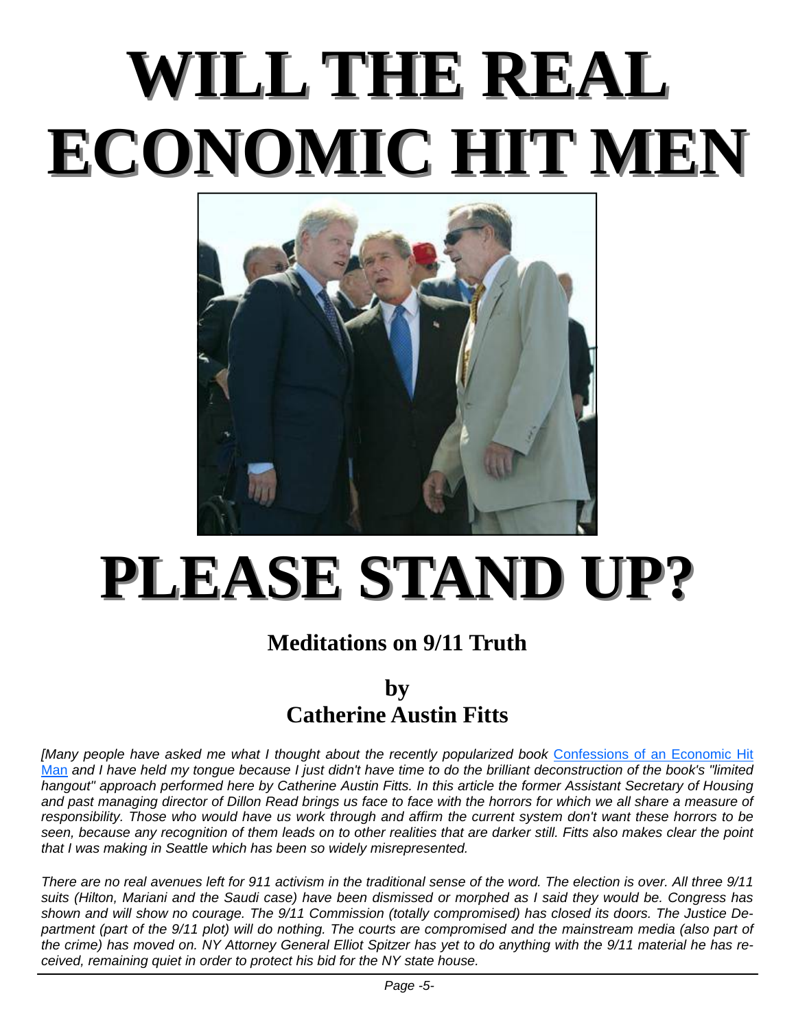# WILL THE REAL ECONOMIC HIT MEN PLEASE STAND UP?

## Meditations on 9/11 Truth

### by
### Catherine Austin Fitts

*[Many people have asked me what I thought about the recently popularized book* Confessions of an Economic Hit Man *and I have held my tongue because I just didn't have time to do the brilliant deconstruction of the book's "limited hangout" approach performed here by Catherine Austin Fitts. In this article the former Assistant Secretary of Housing and past managing director of Dillon Read brings us face to face with the horrors for which we all share a measure of responsibility. Those who would have us work through and affirm the current system don't want these horrors to be seen, because any recognition of them leads on to other realities that are darker still. Fitts also makes clear the point that I was making in Seattle which has been so widely misrepresented.*

*There are no real avenues left for 911 activism in the traditional sense of the word. The election is over. All three 9/11 suits (Hilton, Mariani and the Saudi case) have been dismissed or morphed as I said they would be. Congress has shown and will show no courage. The 9/11 Commission (totally compromised) has closed its doors. The Justice Department (part of the 9/11 plot) will do nothing. The courts are compromised and the mainstream media (also part of the crime) has moved on. NY Attorney General Elliot Spitzer has yet to do anything with the 9/11 material he has received, remaining quiet in order to protect his bid for the NY state house.*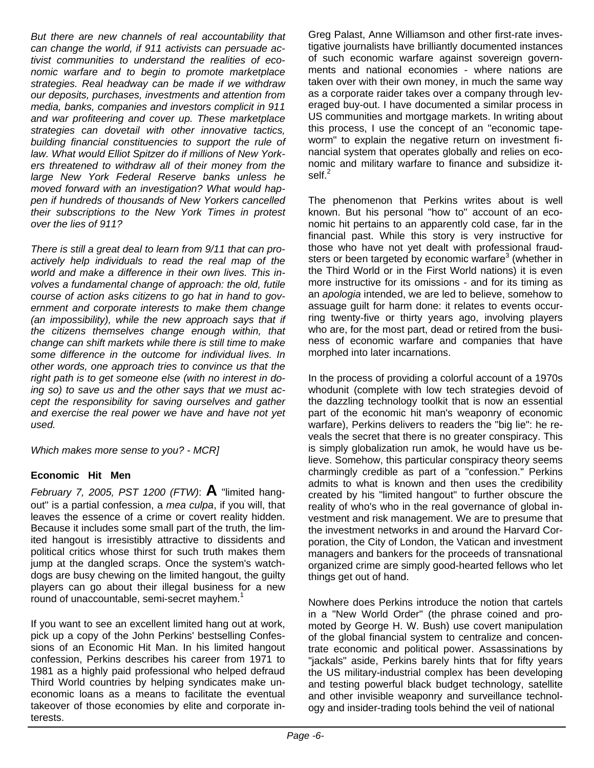*But there are new channels of real accountability that can change the world, if 911 activists can persuade activist communities to understand the realities of economic warfare and to begin to promote marketplace strategies. Real headway can be made if we withdraw our deposits, purchases, investments and attention from media, banks, companies and investors complicit in 911 and war profiteering and cover up. These marketplace strategies can dovetail with other innovative tactics, building financial constituencies to support the rule of law. What would Elliot Spitzer do if millions of New Yorkers threatened to withdraw all of their money from the large New York Federal Reserve banks unless he moved forward with an investigation? What would happen if hundreds of thousands of New Yorkers cancelled their subscriptions to the New York Times in protest over the lies of 911?*

*There is still a great deal to learn from 9/11 that can proactively help individuals to read the real map of the world and make a difference in their own lives. This involves a fundamental change of approach: the old, futile course of action asks citizens to go hat in hand to government and corporate interests to make them change (an impossibility), while the new approach says that if the citizens themselves change enough within, that change can shift markets while there is still time to make some difference in the outcome for individual lives. In other words, one approach tries to convince us that the right path is to get someone else (with no interest in doing so) to save us and the other says that we must accept the responsibility for saving ourselves and gather and exercise the real power we have and have not yet used.*

*Which makes more sense to you? - MCR]*

**Economic Hit Men**

*February 7, 2005, PST 1200 (FTW)*: **A** "limited hangout" is a partial confession, a *mea culpa*, if you will, that leaves the essence of a crime or covert reality hidden. Because it includes some small part of the truth, the limited hangout is irresistibly attractive to dissidents and political critics whose thirst for such truth makes them jump at the dangled scraps. Once the system's watchdogs are busy chewing on the limited hangout, the guilty players can go about their illegal business for a new round of unaccountable, semi-secret mayhem.[1]

If you want to see an excellent limited hang out at work, pick up a copy of the John Perkins' bestselling Confessions of an Economic Hit Man. In his limited hangout confession, Perkins describes his career from 1971 to 1981 as a highly paid professional who helped defraud Third World countries by helping syndicates make uneconomic loans as a means to facilitate the eventual takeover of those economies by elite and corporate interests.

Greg Palast, Anne Williamson and other first-rate investigative journalists have brilliantly documented instances of such economic warfare against sovereign governments and national economies - where nations are taken over with their own money, in much the same way as a corporate raider takes over a company through leveraged buy-out. I have documented a similar process in US communities and mortgage markets. In writing about this process, I use the concept of an "economic tapeworm" to explain the negative return on investment financial system that operates globally and relies on economic and military warfare to finance and subsidize itself.[2]

The phenomenon that Perkins writes about is well known. But his personal "how to" account of an economic hit pertains to an apparently cold case, far in the financial past. While this story is very instructive for those who have not yet dealt with professional fraudsters or been targeted by economic warfare[3] (whether in the Third World or in the First World nations) it is even more instructive for its omissions - and for its timing as an *apologia* intended, we are led to believe, somehow to assuage guilt for harm done: it relates to events occurring twenty-five or thirty years ago, involving players who are, for the most part, dead or retired from the business of economic warfare and companies that have morphed into later incarnations.

In the process of providing a colorful account of a 1970s whodunit (complete with low tech strategies devoid of the dazzling technology toolkit that is now an essential part of the economic hit man's weaponry of economic warfare), Perkins delivers to readers the "big lie": he reveals the secret that there is no greater conspiracy. This is simply globalization run amok, he would have us believe. Somehow, this particular conspiracy theory seems charmingly credible as part of a "confession." Perkins admits to what is known and then uses the credibility created by his "limited hangout" to further obscure the reality of who's who in the real governance of global investment and risk management. We are to presume that the investment networks in and around the Harvard Corporation, the City of London, the Vatican and investment managers and bankers for the proceeds of transnational organized crime are simply good-hearted fellows who let things get out of hand.

Nowhere does Perkins introduce the notion that cartels in a "New World Order" (the phrase coined and promoted by George H. W. Bush) use covert manipulation of the global financial system to centralize and concentrate economic and political power. Assassinations by "jackals" aside, Perkins barely hints that for fifty years the US military-industrial complex has been developing and testing powerful black budget technology, satellite and other invisible weaponry and surveillance technology and insider-trading tools behind the veil of national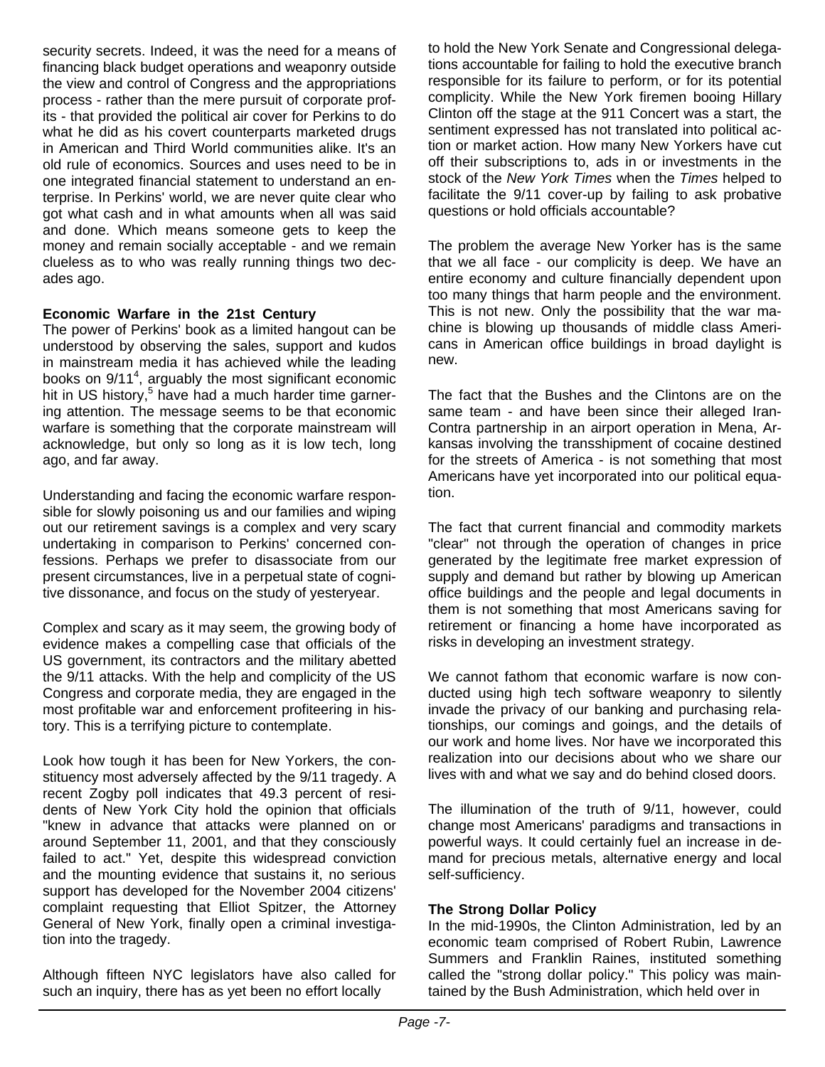security secrets. Indeed, it was the need for a means of financing black budget operations and weaponry outside the view and control of Congress and the appropriations process - rather than the mere pursuit of corporate profits - that provided the political air cover for Perkins to do what he did as his covert counterparts marketed drugs in American and Third World communities alike. It's an old rule of economics. Sources and uses need to be in one integrated financial statement to understand an enterprise. In Perkins' world, we are never quite clear who got what cash and in what amounts when all was said and done. Which means someone gets to keep the money and remain socially acceptable - and we remain clueless as to who was really running things two decades ago.

**Economic Warfare in the 21st Century**

The power of Perkins' book as a limited hangout can be understood by observing the sales, support and kudos in mainstream media it has achieved while the leading books on 9/11[4], arguably the most significant economic hit in US history,[5] have had a much harder time garnering attention. The message seems to be that economic warfare is something that the corporate mainstream will acknowledge, but only so long as it is low tech, long ago, and far away.

Understanding and facing the economic warfare responsible for slowly poisoning us and our families and wiping out our retirement savings is a complex and very scary undertaking in comparison to Perkins' concerned confessions. Perhaps we prefer to disassociate from our present circumstances, live in a perpetual state of cognitive dissonance, and focus on the study of yesteryear.

Complex and scary as it may seem, the growing body of evidence makes a compelling case that officials of the US government, its contractors and the military abetted the 9/11 attacks. With the help and complicity of the US Congress and corporate media, they are engaged in the most profitable war and enforcement profiteering in history. This is a terrifying picture to contemplate.

Look how tough it has been for New Yorkers, the constituency most adversely affected by the 9/11 tragedy. A recent Zogby poll indicates that 49.3 percent of residents of New York City hold the opinion that officials "knew in advance that attacks were planned on or around September 11, 2001, and that they consciously failed to act." Yet, despite this widespread conviction and the mounting evidence that sustains it, no serious support has developed for the November 2004 citizens' complaint requesting that Elliot Spitzer, the Attorney General of New York, finally open a criminal investigation into the tragedy.

Although fifteen NYC legislators have also called for such an inquiry, there has as yet been no effort locally to hold the New York Senate and Congressional delegations accountable for failing to hold the executive branch responsible for its failure to perform, or for its potential complicity. While the New York firemen booing Hillary Clinton off the stage at the 911 Concert was a start, the sentiment expressed has not translated into political action or market action. How many New Yorkers have cut off their subscriptions to, ads in or investments in the stock of the *New York Times* when the *Times* helped to facilitate the 9/11 cover-up by failing to ask probative questions or hold officials accountable?

The problem the average New Yorker has is the same that we all face - our complicity is deep. We have an entire economy and culture financially dependent upon too many things that harm people and the environment. This is not new. Only the possibility that the war machine is blowing up thousands of middle class Americans in American office buildings in broad daylight is new.

The fact that the Bushes and the Clintons are on the same team - and have been since their alleged Iran-Contra partnership in an airport operation in Mena, Arkansas involving the transshipment of cocaine destined for the streets of America - is not something that most Americans have yet incorporated into our political equation.

The fact that current financial and commodity markets "clear" not through the operation of changes in price generated by the legitimate free market expression of supply and demand but rather by blowing up American office buildings and the people and legal documents in them is not something that most Americans saving for retirement or financing a home have incorporated as risks in developing an investment strategy.

We cannot fathom that economic warfare is now conducted using high tech software weaponry to silently invade the privacy of our banking and purchasing relationships, our comings and goings, and the details of our work and home lives. Nor have we incorporated this realization into our decisions about who we share our lives with and what we say and do behind closed doors.

The illumination of the truth of 9/11, however, could change most Americans' paradigms and transactions in powerful ways. It could certainly fuel an increase in demand for precious metals, alternative energy and local self-sufficiency.

**The Strong Dollar Policy**

In the mid-1990s, the Clinton Administration, led by an economic team comprised of Robert Rubin, Lawrence Summers and Franklin Raines, instituted something called the "strong dollar policy." This policy was maintained by the Bush Administration, which held over in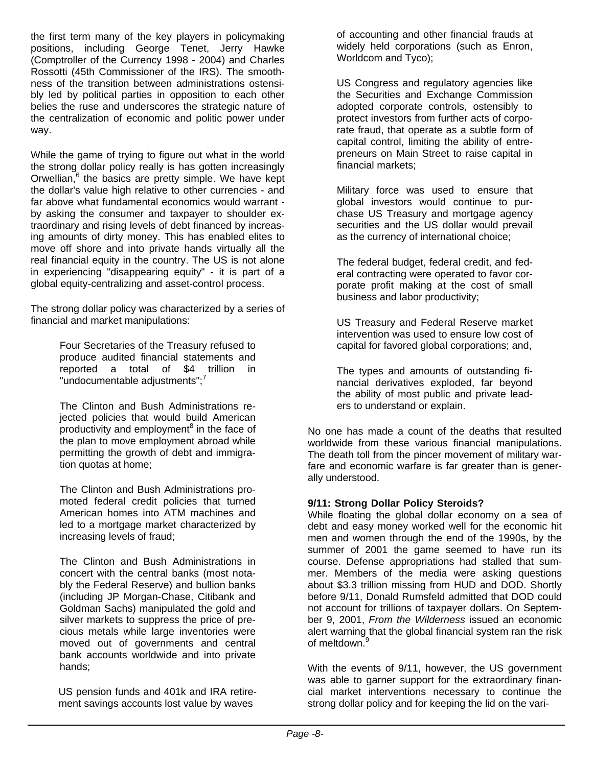the first term many of the key players in policymaking positions, including George Tenet, Jerry Hawke (Comptroller of the Currency 1998 - 2004) and Charles Rossotti (45th Commissioner of the IRS). The smoothness of the transition between administrations ostensibly led by political parties in opposition to each other belies the ruse and underscores the strategic nature of the centralization of economic and politic power under way.

While the game of trying to figure out what in the world the strong dollar policy really is has gotten increasingly Orwellian,[6] the basics are pretty simple. We have kept the dollar's value high relative to other currencies - and far above what fundamental economics would warrant - by asking the consumer and taxpayer to shoulder extraordinary and rising levels of debt financed by increasing amounts of dirty money. This has enabled elites to move off shore and into private hands virtually all the real financial equity in the country. The US is not alone in experiencing "disappearing equity" - it is part of a global equity-centralizing and asset-control process.

The strong dollar policy was characterized by a series of financial and market manipulations:

> Four Secretaries of the Treasury refused to produce audited financial statements and reported a total of $4 trillion in "undocumentable adjustments";[7]
>
> The Clinton and Bush Administrations rejected policies that would build American productivity and employment[8] in the face of the plan to move employment abroad while permitting the growth of debt and immigration quotas at home;
>
> The Clinton and Bush Administrations promoted federal credit policies that turned American homes into ATM machines and led to a mortgage market characterized by increasing levels of fraud;
>
> The Clinton and Bush Administrations in concert with the central banks (most notably the Federal Reserve) and bullion banks (including JP Morgan-Chase, Citibank and Goldman Sachs) manipulated the gold and silver markets to suppress the price of precious metals while large inventories were moved out of governments and central bank accounts worldwide and into private hands;
>
> US pension funds and 401k and IRA retirement savings accounts lost value by waves of accounting and other financial frauds at widely held corporations (such as Enron, Worldcom and Tyco);
>
> US Congress and regulatory agencies like the Securities and Exchange Commission adopted corporate controls, ostensibly to protect investors from further acts of corporate fraud, that operate as a subtle form of capital control, limiting the ability of entrepreneurs on Main Street to raise capital in financial markets;
>
> Military force was used to ensure that global investors would continue to purchase US Treasury and mortgage agency securities and the US dollar would prevail as the currency of international choice;
>
> The federal budget, federal credit, and federal contracting were operated to favor corporate profit making at the cost of small business and labor productivity;
>
> US Treasury and Federal Reserve market intervention was used to ensure low cost of capital for favored global corporations; and,
>
> The types and amounts of outstanding financial derivatives exploded, far beyond the ability of most public and private leaders to understand or explain.

No one has made a count of the deaths that resulted worldwide from these various financial manipulations. The death toll from the pincer movement of military warfare and economic warfare is far greater than is generally understood.

**9/11: Strong Dollar Policy Steroids?**

While floating the global dollar economy on a sea of debt and easy money worked well for the economic hit men and women through the end of the 1990s, by the summer of 2001 the game seemed to have run its course. Defense appropriations had stalled that summer. Members of the media were asking questions about $3.3 trillion missing from HUD and DOD. Shortly before 9/11, Donald Rumsfeld admitted that DOD could not account for trillions of taxpayer dollars. On September 9, 2001, *From the Wilderness* issued an economic alert warning that the global financial system ran the risk of meltdown.[9]

With the events of 9/11, however, the US government was able to garner support for the extraordinary financial market interventions necessary to continue the strong dollar policy and for keeping the lid on the vari-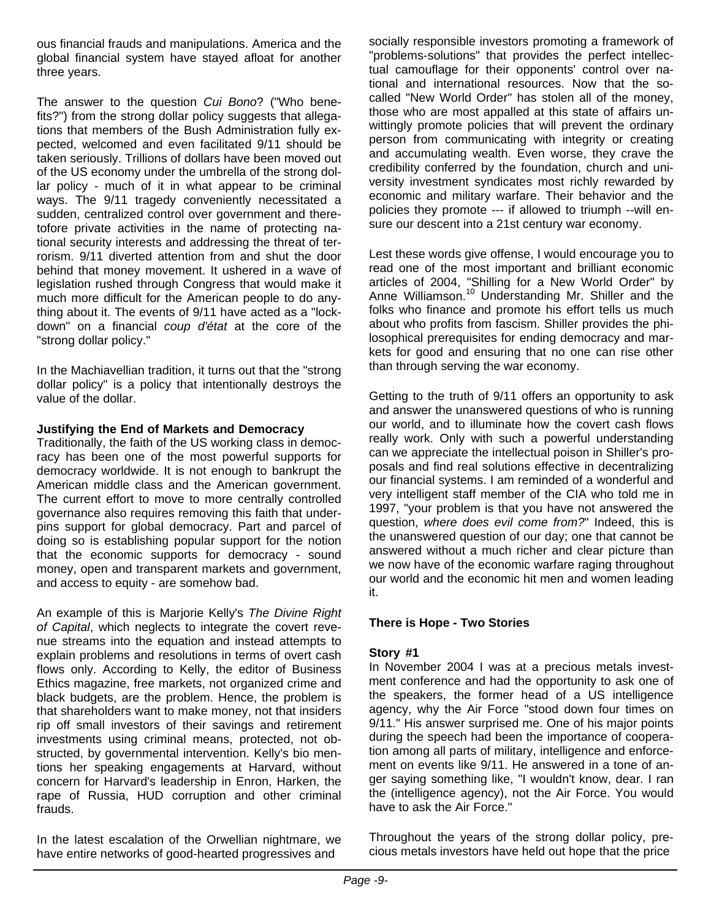ous financial frauds and manipulations. America and the global financial system have stayed afloat for another three years.

The answer to the question *Cui Bono*? ("Who benefits?") from the strong dollar policy suggests that allegations that members of the Bush Administration fully expected, welcomed and even facilitated 9/11 should be taken seriously. Trillions of dollars have been moved out of the US economy under the umbrella of the strong dollar policy - much of it in what appear to be criminal ways. The 9/11 tragedy conveniently necessitated a sudden, centralized control over government and theretofore private activities in the name of protecting national security interests and addressing the threat of terrorism. 9/11 diverted attention from and shut the door behind that money movement. It ushered in a wave of legislation rushed through Congress that would make it much more difficult for the American people to do anything about it. The events of 9/11 have acted as a "lockdown" on a financial *coup d'état* at the core of the "strong dollar policy."

In the Machiavellian tradition, it turns out that the "strong dollar policy" is a policy that intentionally destroys the value of the dollar.

**Justifying the End of Markets and Democracy**

Traditionally, the faith of the US working class in democracy has been one of the most powerful supports for democracy worldwide. It is not enough to bankrupt the American middle class and the American government. The current effort to move to more centrally controlled governance also requires removing this faith that underpins support for global democracy. Part and parcel of doing so is establishing popular support for the notion that the economic supports for democracy - sound money, open and transparent markets and government, and access to equity - are somehow bad.

An example of this is Marjorie Kelly's *The Divine Right of Capital*, which neglects to integrate the covert revenue streams into the equation and instead attempts to explain problems and resolutions in terms of overt cash flows only. According to Kelly, the editor of Business Ethics magazine, free markets, not organized crime and black budgets, are the problem. Hence, the problem is that shareholders want to make money, not that insiders rip off small investors of their savings and retirement investments using criminal means, protected, not obstructed, by governmental intervention. Kelly's bio mentions her speaking engagements at Harvard, without concern for Harvard's leadership in Enron, Harken, the rape of Russia, HUD corruption and other criminal frauds.

In the latest escalation of the Orwellian nightmare, we have entire networks of good-hearted progressives and socially responsible investors promoting a framework of "problems-solutions" that provides the perfect intellectual camouflage for their opponents' control over national and international resources. Now that the so-called "New World Order" has stolen all of the money, those who are most appalled at this state of affairs unwittingly promote policies that will prevent the ordinary person from communicating with integrity or creating and accumulating wealth. Even worse, they crave the credibility conferred by the foundation, church and university investment syndicates most richly rewarded by economic and military warfare. Their behavior and the policies they promote --- if allowed to triumph --will ensure our descent into a 21st century war economy.

Lest these words give offense, I would encourage you to read one of the most important and brilliant economic articles of 2004, "Shilling for a New World Order" by Anne Williamson.[10] Understanding Mr. Shiller and the folks who finance and promote his effort tells us much about who profits from fascism. Shiller provides the philosophical prerequisites for ending democracy and markets for good and ensuring that no one can rise other than through serving the war economy.

Getting to the truth of 9/11 offers an opportunity to ask and answer the unanswered questions of who is running our world, and to illuminate how the covert cash flows really work. Only with such a powerful understanding can we appreciate the intellectual poison in Shiller's proposals and find real solutions effective in decentralizing our financial systems. I am reminded of a wonderful and very intelligent staff member of the CIA who told me in 1997, "your problem is that you have not answered the question, *where does evil come from?*" Indeed, this is the unanswered question of our day; one that cannot be answered without a much richer and clear picture than we now have of the economic warfare raging throughout our world and the economic hit men and women leading it.

**There is Hope - Two Stories**

**Story #1**

In November 2004 I was at a precious metals investment conference and had the opportunity to ask one of the speakers, the former head of a US intelligence agency, why the Air Force "stood down four times on 9/11." His answer surprised me. One of his major points during the speech had been the importance of cooperation among all parts of military, intelligence and enforcement on events like 9/11. He answered in a tone of anger saying something like, "I wouldn't know, dear. I ran the (intelligence agency), not the Air Force. You would have to ask the Air Force."

Throughout the years of the strong dollar policy, precious metals investors have held out hope that the price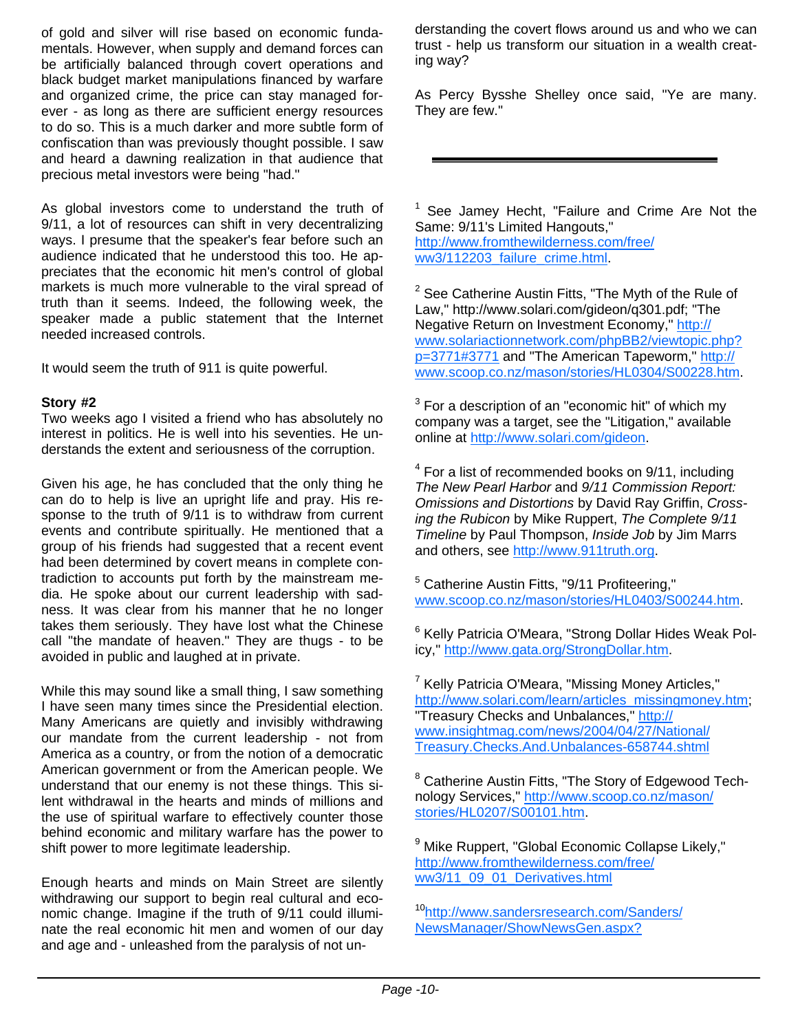of gold and silver will rise based on economic fundamentals. However, when supply and demand forces can be artificially balanced through covert operations and black budget market manipulations financed by warfare and organized crime, the price can stay managed forever - as long as there are sufficient energy resources to do so. This is a much darker and more subtle form of confiscation than was previously thought possible. I saw and heard a dawning realization in that audience that precious metal investors were being "had."

As global investors come to understand the truth of 9/11, a lot of resources can shift in very decentralizing ways. I presume that the speaker's fear before such an audience indicated that he understood this too. He appreciates that the economic hit men's control of global markets is much more vulnerable to the viral spread of truth than it seems. Indeed, the following week, the speaker made a public statement that the Internet needed increased controls.

It would seem the truth of 911 is quite powerful.

**Story #2**

Two weeks ago I visited a friend who has absolutely no interest in politics. He is well into his seventies. He understands the extent and seriousness of the corruption.

Given his age, he has concluded that the only thing he can do to help is live an upright life and pray. His response to the truth of 9/11 is to withdraw from current events and contribute spiritually. He mentioned that a group of his friends had suggested that a recent event had been determined by covert means in complete contradiction to accounts put forth by the mainstream media. He spoke about our current leadership with sadness. It was clear from his manner that he no longer takes them seriously. They have lost what the Chinese call "the mandate of heaven." They are thugs - to be avoided in public and laughed at in private.

While this may sound like a small thing, I saw something I have seen many times since the Presidential election. Many Americans are quietly and invisibly withdrawing our mandate from the current leadership - not from America as a country, or from the notion of a democratic American government or from the American people. We understand that our enemy is not these things. This silent withdrawal in the hearts and minds of millions and the use of spiritual warfare to effectively counter those behind economic and military warfare has the power to shift power to more legitimate leadership.

Enough hearts and minds on Main Street are silently withdrawing our support to begin real cultural and economic change. Imagine if the truth of 9/11 could illuminate the real economic hit men and women of our day and age and - unleashed from the paralysis of not understanding the covert flows around us and who we can trust - help us transform our situation in a wealth creating way?

As Percy Bysshe Shelley once said, "Ye are many. They are few."

---

[1] See Jamey Hecht, "Failure and Crime Are Not the Same: 9/11's Limited Hangouts," http://www.fromthewilderness.com/free/ww3/112203_failure_crime.html.

[2] See Catherine Austin Fitts, "The Myth of the Rule of Law," http://www.solari.com/gideon/q301.pdf; "The Negative Return on Investment Economy," http://www.solariactionnetwork.com/phpBB2/viewtopic.php?p=3771#3771 and "The American Tapeworm," http://www.scoop.co.nz/mason/stories/HL0304/S00228.htm.

[3] For a description of an "economic hit" of which my company was a target, see the "Litigation," available online at http://www.solari.com/gideon.

[4] For a list of recommended books on 9/11, including *The New Pearl Harbor* and *9/11 Commission Report: Omissions and Distortions* by David Ray Griffin, *Crossing the Rubicon* by Mike Ruppert, *The Complete 9/11 Timeline* by Paul Thompson, *Inside Job* by Jim Marrs and others, see http://www.911truth.org.

[5] Catherine Austin Fitts, "9/11 Profiteering," www.scoop.co.nz/mason/stories/HL0403/S00244.htm.

[6] Kelly Patricia O'Meara, "Strong Dollar Hides Weak Policy," http://www.gata.org/StrongDollar.htm.

[7] Kelly Patricia O'Meara, "Missing Money Articles," http://www.solari.com/learn/articles_missingmoney.htm; "Treasury Checks and Unbalances," http://www.insightmag.com/news/2004/04/27/National/Treasury.Checks.And.Unbalances-658744.shtml

[8] Catherine Austin Fitts, "The Story of Edgewood Technology Services," http://www.scoop.co.nz/mason/stories/HL0207/S00101.htm.

[9] Mike Ruppert, "Global Economic Collapse Likely," http://www.fromthewilderness.com/free/ww3/11_09_01_Derivatives.html

[10] http://www.sandersresearch.com/Sanders/NewsManager/ShowNewsGen.aspx?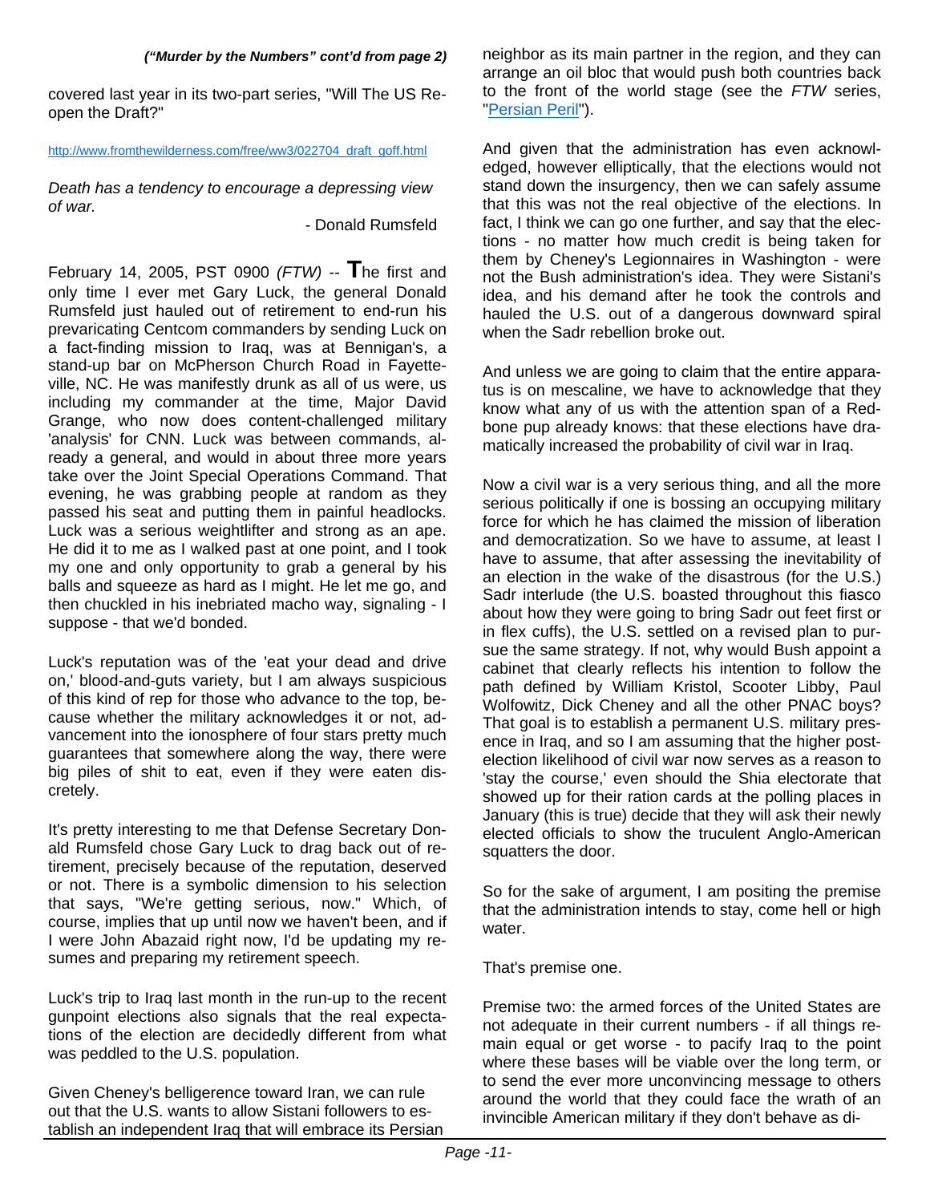*("Murder by the Numbers" cont'd from page 2)*

covered last year in its two-part series, "Will The US Re-open the Draft?"

http://www.fromthewilderness.com/free/ww3/022704_draft_goff.html

*Death has a tendency to encourage a depressing view of war.*

- Donald Rumsfeld

February 14, 2005, PST 0900 *(FTW)* -- **T**he first and only time I ever met Gary Luck, the general Donald Rumsfeld just hauled out of retirement to end-run his prevaricating Centcom commanders by sending Luck on a fact-finding mission to Iraq, was at Bennigan's, a stand-up bar on McPherson Church Road in Fayetteville, NC. He was manifestly drunk as all of us were, us including my commander at the time, Major David Grange, who now does content-challenged military 'analysis' for CNN. Luck was between commands, already a general, and would in about three more years take over the Joint Special Operations Command. That evening, he was grabbing people at random as they passed his seat and putting them in painful headlocks. Luck was a serious weightlifter and strong as an ape. He did it to me as I walked past at one point, and I took my one and only opportunity to grab a general by his balls and squeeze as hard as I might. He let me go, and then chuckled in his inebriated macho way, signaling - I suppose - that we'd bonded.

Luck's reputation was of the 'eat your dead and drive on,' blood-and-guts variety, but I am always suspicious of this kind of rep for those who advance to the top, because whether the military acknowledges it or not, advancement into the ionosphere of four stars pretty much guarantees that somewhere along the way, there were big piles of shit to eat, even if they were eaten discretely.

It's pretty interesting to me that Defense Secretary Donald Rumsfeld chose Gary Luck to drag back out of retirement, precisely because of the reputation, deserved or not. There is a symbolic dimension to his selection that says, "We're getting serious, now." Which, of course, implies that up until now we haven't been, and if I were John Abazaid right now, I'd be updating my resumes and preparing my retirement speech.

Luck's trip to Iraq last month in the run-up to the recent gunpoint elections also signals that the real expectations of the election are decidedly different from what was peddled to the U.S. population.

Given Cheney's belligerence toward Iran, we can rule out that the U.S. wants to allow Sistani followers to establish an independent Iraq that will embrace its Persian neighbor as its main partner in the region, and they can arrange an oil bloc that would push both countries back to the front of the world stage (see the *FTW* series, "Persian Peril").

And given that the administration has even acknowledged, however elliptically, that the elections would not stand down the insurgency, then we can safely assume that this was not the real objective of the elections. In fact, I think we can go one further, and say that the elections - no matter how much credit is being taken for them by Cheney's Legionnaires in Washington - were not the Bush administration's idea. They were Sistani's idea, and his demand after he took the controls and hauled the U.S. out of a dangerous downward spiral when the Sadr rebellion broke out.

And unless we are going to claim that the entire apparatus is on mescaline, we have to acknowledge that they know what any of us with the attention span of a Redbone pup already knows: that these elections have dramatically increased the probability of civil war in Iraq.

Now a civil war is a very serious thing, and all the more serious politically if one is bossing an occupying military force for which he has claimed the mission of liberation and democratization. So we have to assume, at least I have to assume, that after assessing the inevitability of an election in the wake of the disastrous (for the U.S.) Sadr interlude (the U.S. boasted throughout this fiasco about how they were going to bring Sadr out feet first or in flex cuffs), the U.S. settled on a revised plan to pursue the same strategy. If not, why would Bush appoint a cabinet that clearly reflects his intention to follow the path defined by William Kristol, Scooter Libby, Paul Wolfowitz, Dick Cheney and all the other PNAC boys? That goal is to establish a permanent U.S. military presence in Iraq, and so I am assuming that the higher post-election likelihood of civil war now serves as a reason to 'stay the course,' even should the Shia electorate that showed up for their ration cards at the polling places in January (this is true) decide that they will ask their newly elected officials to show the truculent Anglo-American squatters the door.

So for the sake of argument, I am positing the premise that the administration intends to stay, come hell or high water.

That's premise one.

Premise two: the armed forces of the United States are not adequate in their current numbers - if all things remain equal or get worse - to pacify Iraq to the point where these bases will be viable over the long term, or to send the ever more unconvincing message to others around the world that they could face the wrath of an invincible American military if they don't behave as di-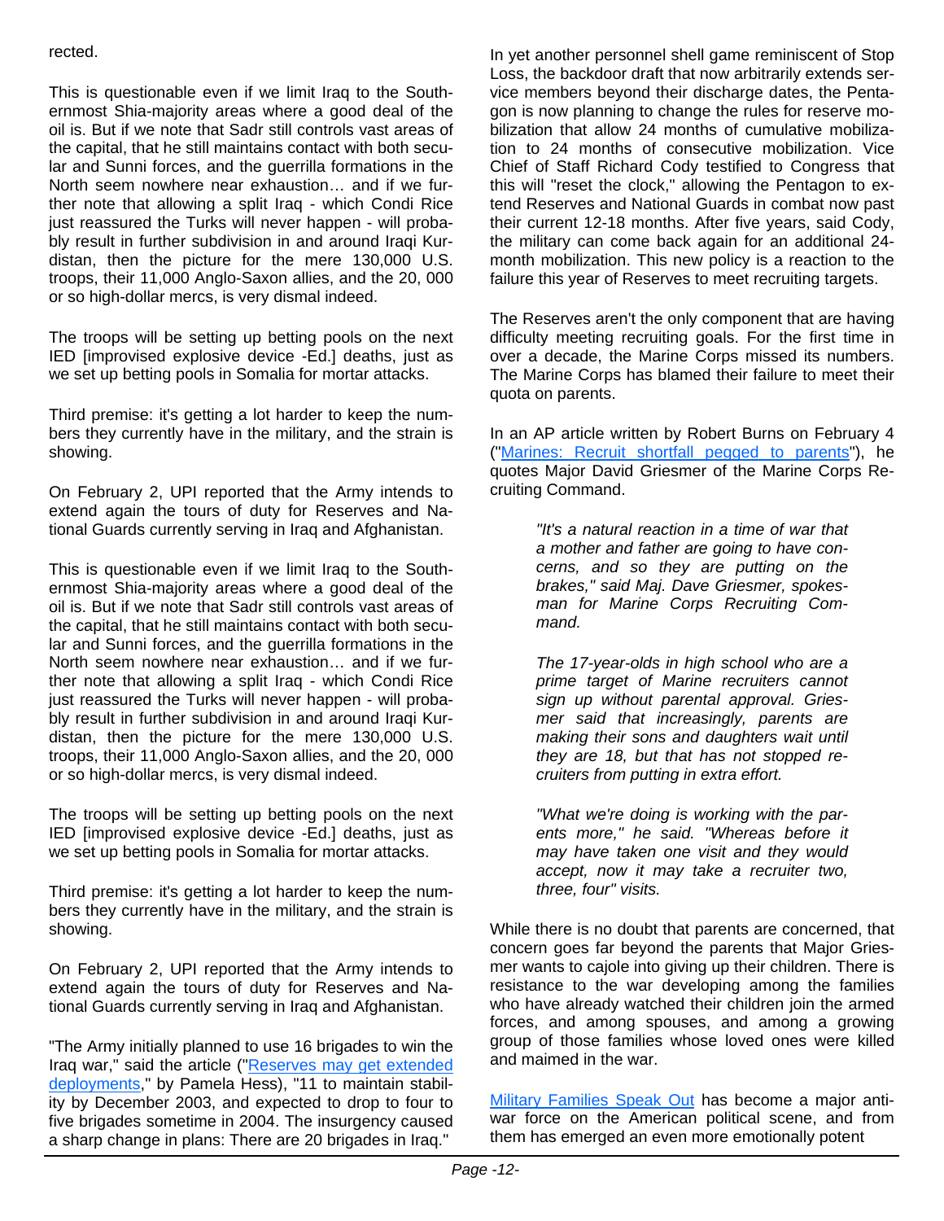rected.

This is questionable even if we limit Iraq to the Southernmost Shia-majority areas where a good deal of the oil is. But if we note that Sadr still controls vast areas of the capital, that he still maintains contact with both secular and Sunni forces, and the guerrilla formations in the North seem nowhere near exhaustion… and if we further note that allowing a split Iraq - which Condi Rice just reassured the Turks will never happen - will probably result in further subdivision in and around Iraqi Kurdistan, then the picture for the mere 130,000 U.S. troops, their 11,000 Anglo-Saxon allies, and the 20, 000 or so high-dollar mercs, is very dismal indeed.

The troops will be setting up betting pools on the next IED [improvised explosive device -Ed.] deaths, just as we set up betting pools in Somalia for mortar attacks.

Third premise: it's getting a lot harder to keep the numbers they currently have in the military, and the strain is showing.

On February 2, UPI reported that the Army intends to extend again the tours of duty for Reserves and National Guards currently serving in Iraq and Afghanistan.

This is questionable even if we limit Iraq to the Southernmost Shia-majority areas where a good deal of the oil is. But if we note that Sadr still controls vast areas of the capital, that he still maintains contact with both secular and Sunni forces, and the guerrilla formations in the North seem nowhere near exhaustion… and if we further note that allowing a split Iraq - which Condi Rice just reassured the Turks will never happen - will probably result in further subdivision in and around Iraqi Kurdistan, then the picture for the mere 130,000 U.S. troops, their 11,000 Anglo-Saxon allies, and the 20, 000 or so high-dollar mercs, is very dismal indeed.

The troops will be setting up betting pools on the next IED [improvised explosive device -Ed.] deaths, just as we set up betting pools in Somalia for mortar attacks.

Third premise: it's getting a lot harder to keep the numbers they currently have in the military, and the strain is showing.

On February 2, UPI reported that the Army intends to extend again the tours of duty for Reserves and National Guards currently serving in Iraq and Afghanistan.

"The Army initially planned to use 16 brigades to win the Iraq war," said the article ("Reserves may get extended deployments," by Pamela Hess), "11 to maintain stability by December 2003, and expected to drop to four to five brigades sometime in 2004. The insurgency caused a sharp change in plans: There are 20 brigades in Iraq."

In yet another personnel shell game reminiscent of Stop Loss, the backdoor draft that now arbitrarily extends service members beyond their discharge dates, the Pentagon is now planning to change the rules for reserve mobilization that allow 24 months of cumulative mobilization to 24 months of consecutive mobilization. Vice Chief of Staff Richard Cody testified to Congress that this will "reset the clock," allowing the Pentagon to extend Reserves and National Guards in combat now past their current 12-18 months. After five years, said Cody, the military can come back again for an additional 24-month mobilization. This new policy is a reaction to the failure this year of Reserves to meet recruiting targets.

The Reserves aren't the only component that are having difficulty meeting recruiting goals. For the first time in over a decade, the Marine Corps missed its numbers. The Marine Corps has blamed their failure to meet their quota on parents.

In an AP article written by Robert Burns on February 4 ("Marines: Recruit shortfall pegged to parents"), he quotes Major David Griesmer of the Marine Corps Recruiting Command.

> *"It's a natural reaction in a time of war that a mother and father are going to have concerns, and so they are putting on the brakes," said Maj. Dave Griesmer, spokesman for Marine Corps Recruiting Command.*
>
> *The 17-year-olds in high school who are a prime target of Marine recruiters cannot sign up without parental approval. Griesmer said that increasingly, parents are making their sons and daughters wait until they are 18, but that has not stopped recruiters from putting in extra effort.*
>
> *"What we're doing is working with the parents more," he said. "Whereas before it may have taken one visit and they would accept, now it may take a recruiter two, three, four" visits.*

While there is no doubt that parents are concerned, that concern goes far beyond the parents that Major Griesmer wants to cajole into giving up their children. There is resistance to the war developing among the families who have already watched their children join the armed forces, and among spouses, and among a growing group of those families whose loved ones were killed and maimed in the war.

Military Families Speak Out has become a major anti-war force on the American political scene, and from them has emerged an even more emotionally potent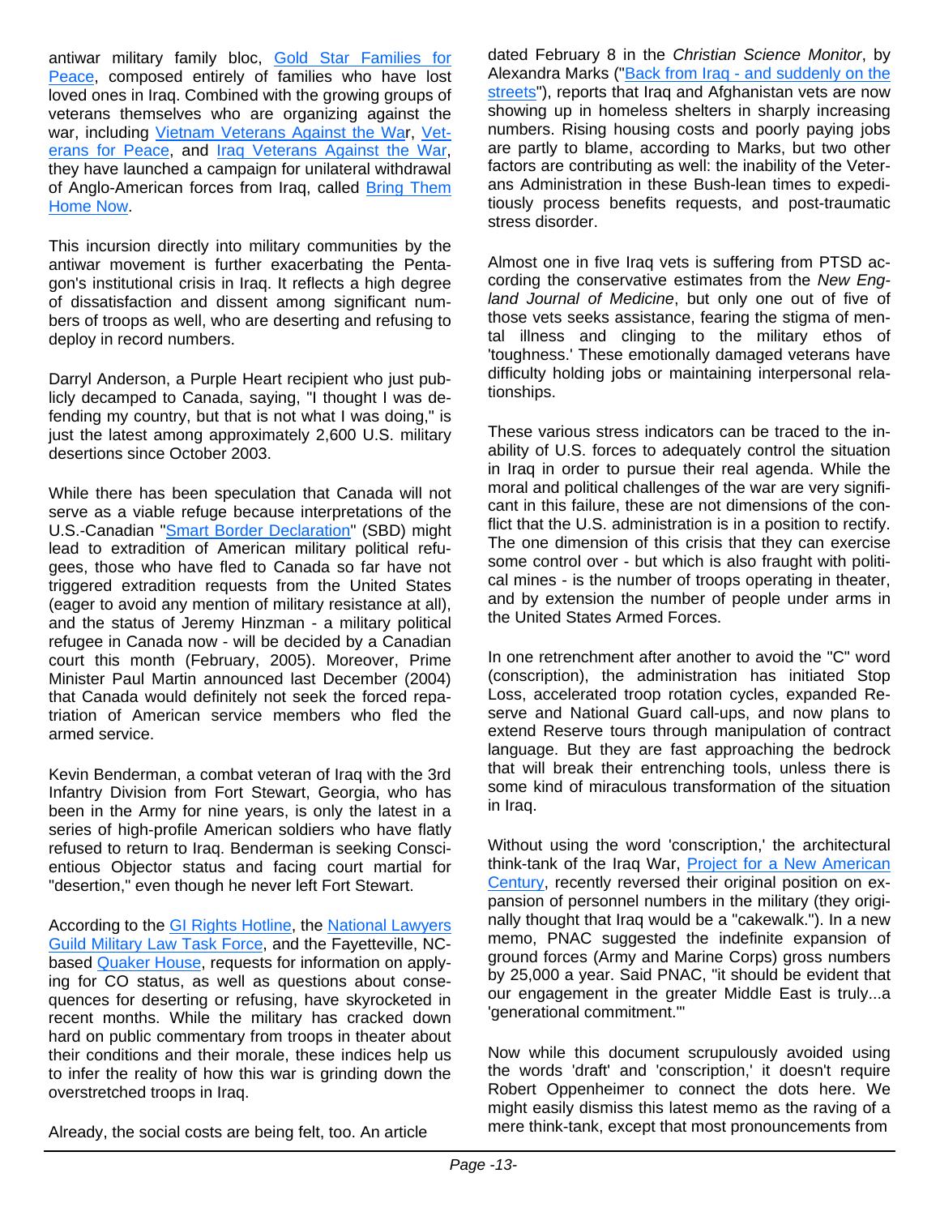antiwar military family bloc, Gold Star Families for Peace, composed entirely of families who have lost loved ones in Iraq. Combined with the growing groups of veterans themselves who are organizing against the war, including Vietnam Veterans Against the War, Veterans for Peace, and Iraq Veterans Against the War, they have launched a campaign for unilateral withdrawal of Anglo-American forces from Iraq, called Bring Them Home Now.

This incursion directly into military communities by the antiwar movement is further exacerbating the Pentagon's institutional crisis in Iraq. It reflects a high degree of dissatisfaction and dissent among significant numbers of troops as well, who are deserting and refusing to deploy in record numbers.

Darryl Anderson, a Purple Heart recipient who just publicly decamped to Canada, saying, "I thought I was defending my country, but that is not what I was doing," is just the latest among approximately 2,600 U.S. military desertions since October 2003.

While there has been speculation that Canada will not serve as a viable refuge because interpretations of the U.S.-Canadian "Smart Border Declaration" (SBD) might lead to extradition of American military political refugees, those who have fled to Canada so far have not triggered extradition requests from the United States (eager to avoid any mention of military resistance at all), and the status of Jeremy Hinzman - a military political refugee in Canada now - will be decided by a Canadian court this month (February, 2005). Moreover, Prime Minister Paul Martin announced last December (2004) that Canada would definitely not seek the forced repatriation of American service members who fled the armed service.

Kevin Benderman, a combat veteran of Iraq with the 3rd Infantry Division from Fort Stewart, Georgia, who has been in the Army for nine years, is only the latest in a series of high-profile American soldiers who have flatly refused to return to Iraq. Benderman is seeking Conscientious Objector status and facing court martial for "desertion," even though he never left Fort Stewart.

According to the GI Rights Hotline, the National Lawyers Guild Military Law Task Force, and the Fayetteville, NC-based Quaker House, requests for information on applying for CO status, as well as questions about consequences for deserting or refusing, have skyrocketed in recent months. While the military has cracked down hard on public commentary from troops in theater about their conditions and their morale, these indices help us to infer the reality of how this war is grinding down the overstretched troops in Iraq.

Already, the social costs are being felt, too. An article dated February 8 in the *Christian Science Monitor*, by Alexandra Marks ("Back from Iraq - and suddenly on the streets"), reports that Iraq and Afghanistan vets are now showing up in homeless shelters in sharply increasing numbers. Rising housing costs and poorly paying jobs are partly to blame, according to Marks, but two other factors are contributing as well: the inability of the Veterans Administration in these Bush-lean times to expeditiously process benefits requests, and post-traumatic stress disorder.

Almost one in five Iraq vets is suffering from PTSD according the conservative estimates from the *New England Journal of Medicine*, but only one out of five of those vets seeks assistance, fearing the stigma of mental illness and clinging to the military ethos of 'toughness.' These emotionally damaged veterans have difficulty holding jobs or maintaining interpersonal relationships.

These various stress indicators can be traced to the inability of U.S. forces to adequately control the situation in Iraq in order to pursue their real agenda. While the moral and political challenges of the war are very significant in this failure, these are not dimensions of the conflict that the U.S. administration is in a position to rectify. The one dimension of this crisis that they can exercise some control over - but which is also fraught with political mines - is the number of troops operating in theater, and by extension the number of people under arms in the United States Armed Forces.

In one retrenchment after another to avoid the "C" word (conscription), the administration has initiated Stop Loss, accelerated troop rotation cycles, expanded Reserve and National Guard call-ups, and now plans to extend Reserve tours through manipulation of contract language. But they are fast approaching the bedrock that will break their entrenching tools, unless there is some kind of miraculous transformation of the situation in Iraq.

Without using the word 'conscription,' the architectural think-tank of the Iraq War, Project for a New American Century, recently reversed their original position on expansion of personnel numbers in the military (they originally thought that Iraq would be a "cakewalk."). In a new memo, PNAC suggested the indefinite expansion of ground forces (Army and Marine Corps) gross numbers by 25,000 a year. Said PNAC, "it should be evident that our engagement in the greater Middle East is truly...a 'generational commitment.'"

Now while this document scrupulously avoided using the words 'draft' and 'conscription,' it doesn't require Robert Oppenheimer to connect the dots here. We might easily dismiss this latest memo as the raving of a mere think-tank, except that most pronouncements from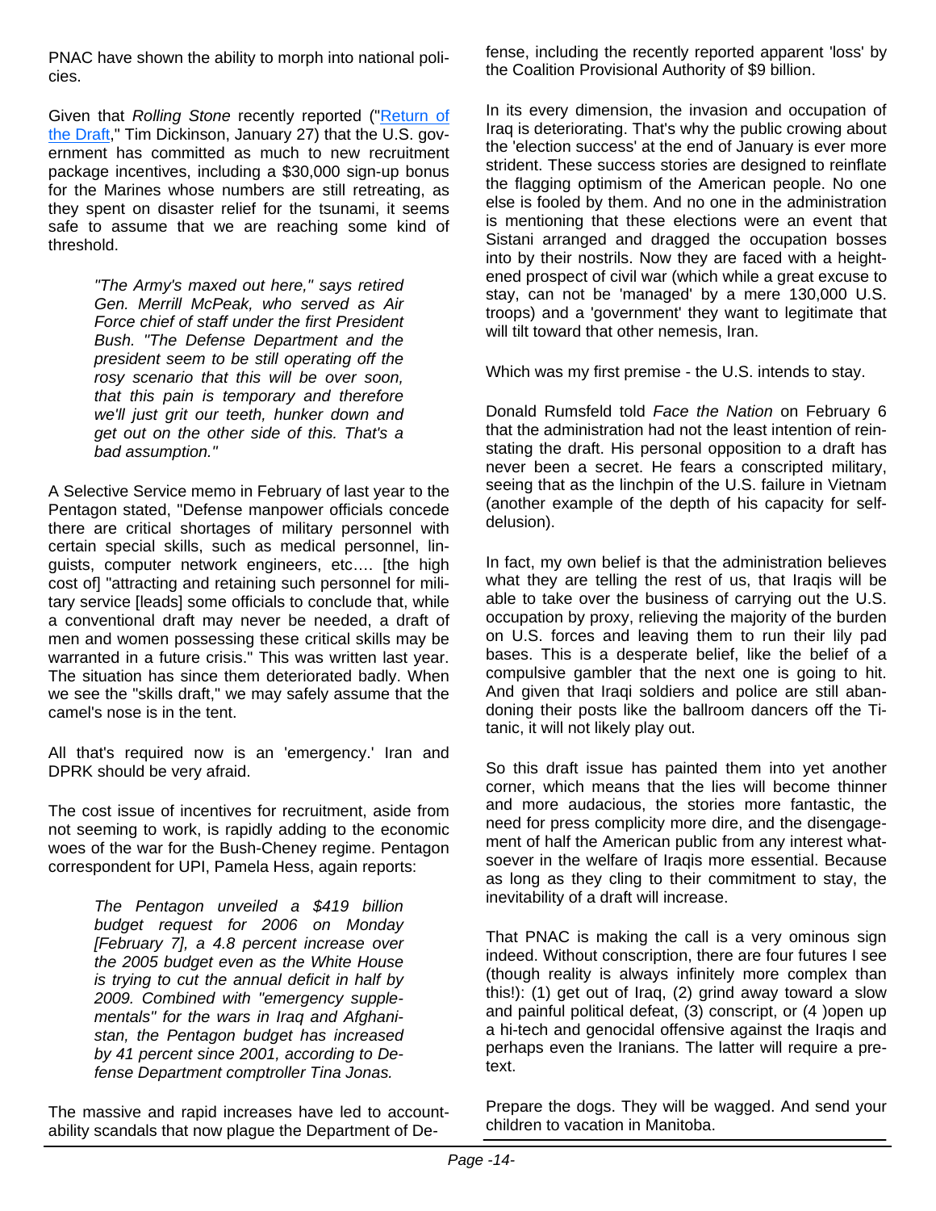PNAC have shown the ability to morph into national policies.

Given that *Rolling Stone* recently reported ("Return of the Draft," Tim Dickinson, January 27) that the U.S. government has committed as much to new recruitment package incentives, including a $30,000 sign-up bonus for the Marines whose numbers are still retreating, as they spent on disaster relief for the tsunami, it seems safe to assume that we are reaching some kind of threshold.

> *"The Army's maxed out here," says retired Gen. Merrill McPeak, who served as Air Force chief of staff under the first President Bush. "The Defense Department and the president seem to be still operating off the rosy scenario that this will be over soon, that this pain is temporary and therefore we'll just grit our teeth, hunker down and get out on the other side of this. That's a bad assumption."*

A Selective Service memo in February of last year to the Pentagon stated, "Defense manpower officials concede there are critical shortages of military personnel with certain special skills, such as medical personnel, linguists, computer network engineers, etc…. [the high cost of] "attracting and retaining such personnel for military service [leads] some officials to conclude that, while a conventional draft may never be needed, a draft of men and women possessing these critical skills may be warranted in a future crisis." This was written last year. The situation has since them deteriorated badly. When we see the "skills draft," we may safely assume that the camel's nose is in the tent.

All that's required now is an 'emergency.' Iran and DPRK should be very afraid.

The cost issue of incentives for recruitment, aside from not seeming to work, is rapidly adding to the economic woes of the war for the Bush-Cheney regime. Pentagon correspondent for UPI, Pamela Hess, again reports:

> *The Pentagon unveiled a $419 billion budget request for 2006 on Monday [February 7], a 4.8 percent increase over the 2005 budget even as the White House is trying to cut the annual deficit in half by 2009. Combined with "emergency supplementals" for the wars in Iraq and Afghanistan, the Pentagon budget has increased by 41 percent since 2001, according to Defense Department comptroller Tina Jonas.*

The massive and rapid increases have led to accountability scandals that now plague the Department of Defense, including the recently reported apparent 'loss' by the Coalition Provisional Authority of $9 billion.

In its every dimension, the invasion and occupation of Iraq is deteriorating. That's why the public crowing about the 'election success' at the end of January is ever more strident. These success stories are designed to reinflate the flagging optimism of the American people. No one else is fooled by them. And no one in the administration is mentioning that these elections were an event that Sistani arranged and dragged the occupation bosses into by their nostrils. Now they are faced with a heightened prospect of civil war (which while a great excuse to stay, can not be 'managed' by a mere 130,000 U.S. troops) and a 'government' they want to legitimate that will tilt toward that other nemesis, Iran.

Which was my first premise - the U.S. intends to stay.

Donald Rumsfeld told *Face the Nation* on February 6 that the administration had not the least intention of reinstating the draft. His personal opposition to a draft has never been a secret. He fears a conscripted military, seeing that as the linchpin of the U.S. failure in Vietnam (another example of the depth of his capacity for self-delusion).

In fact, my own belief is that the administration believes what they are telling the rest of us, that Iraqis will be able to take over the business of carrying out the U.S. occupation by proxy, relieving the majority of the burden on U.S. forces and leaving them to run their lily pad bases. This is a desperate belief, like the belief of a compulsive gambler that the next one is going to hit. And given that Iraqi soldiers and police are still abandoning their posts like the ballroom dancers off the Titanic, it will not likely play out.

So this draft issue has painted them into yet another corner, which means that the lies will become thinner and more audacious, the stories more fantastic, the need for press complicity more dire, and the disengagement of half the American public from any interest whatsoever in the welfare of Iraqis more essential. Because as long as they cling to their commitment to stay, the inevitability of a draft will increase.

That PNAC is making the call is a very ominous sign indeed. Without conscription, there are four futures I see (though reality is always infinitely more complex than this!): (1) get out of Iraq, (2) grind away toward a slow and painful political defeat, (3) conscript, or (4 )open up a hi-tech and genocidal offensive against the Iraqis and perhaps even the Iranians. The latter will require a pretext.

Prepare the dogs. They will be wagged. And send your children to vacation in Manitoba.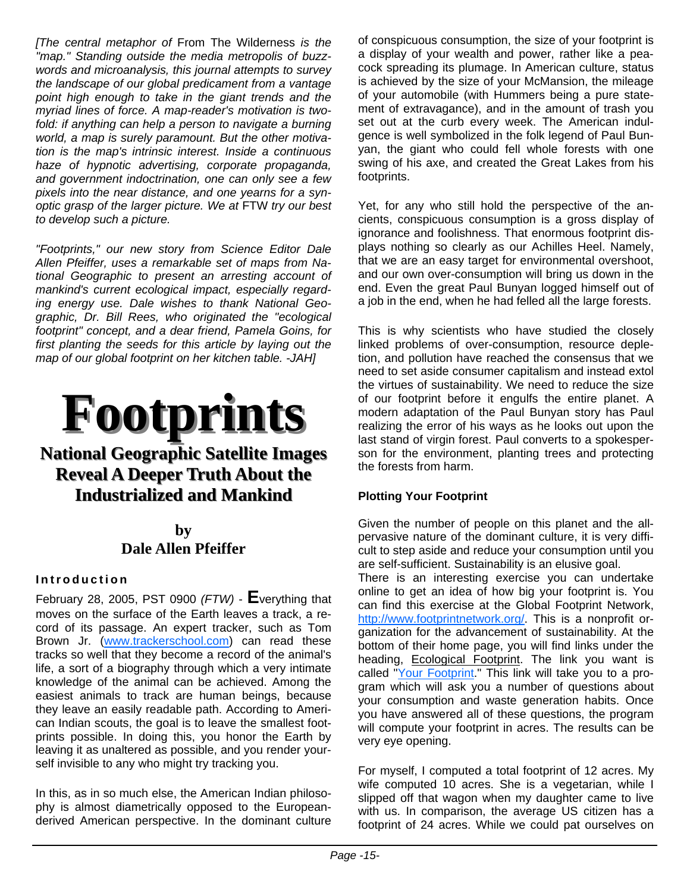*[The central metaphor of* From The Wilderness *is the "map." Standing outside the media metropolis of buzzwords and microanalysis, this journal attempts to survey the landscape of our global predicament from a vantage point high enough to take in the giant trends and the myriad lines of force. A map-reader's motivation is twofold: if anything can help a person to navigate a burning world, a map is surely paramount. But the other motivation is the map's intrinsic interest. Inside a continuous haze of hypnotic advertising, corporate propaganda, and government indoctrination, one can only see a few pixels into the near distance, and one yearns for a synoptic grasp of the larger picture. We at* FTW *try our best to develop such a picture.*

*"Footprints," our new story from Science Editor Dale Allen Pfeiffer, uses a remarkable set of maps from National Geographic to present an arresting account of mankind's current ecological impact, especially regarding energy use. Dale wishes to thank National Geographic, Dr. Bill Rees, who originated the "ecological footprint" concept, and a dear friend, Pamela Goins, for first planting the seeds for this article by laying out the map of our global footprint on her kitchen table. -JAH]*

# Footprints

## National Geographic Satellite Images Reveal A Deeper Truth About the Industrialized and Mankind

**by**
**Dale Allen Pfeiffer**

### Introduction

February 28, 2005, PST 0900 *(FTW)* - **E**verything that moves on the surface of the Earth leaves a track, a record of its passage. An expert tracker, such as Tom Brown Jr. (www.trackerschool.com) can read these tracks so well that they become a record of the animal's life, a sort of a biography through which a very intimate knowledge of the animal can be achieved. Among the easiest animals to track are human beings, because they leave an easily readable path. According to American Indian scouts, the goal is to leave the smallest footprints possible. In doing this, you honor the Earth by leaving it as unaltered as possible, and you render yourself invisible to any who might try tracking you.

In this, as in so much else, the American Indian philosophy is almost diametrically opposed to the European-derived American perspective. In the dominant culture of conspicuous consumption, the size of your footprint is a display of your wealth and power, rather like a peacock spreading its plumage. In American culture, status is achieved by the size of your McMansion, the mileage of your automobile (with Hummers being a pure statement of extravagance), and in the amount of trash you set out at the curb every week. The American indulgence is well symbolized in the folk legend of Paul Bunyan, the giant who could fell whole forests with one swing of his axe, and created the Great Lakes from his footprints.

Yet, for any who still hold the perspective of the ancients, conspicuous consumption is a gross display of ignorance and foolishness. That enormous footprint displays nothing so clearly as our Achilles Heel. Namely, that we are an easy target for environmental overshoot, and our own over-consumption will bring us down in the end. Even the great Paul Bunyan logged himself out of a job in the end, when he had felled all the large forests.

This is why scientists who have studied the closely linked problems of over-consumption, resource depletion, and pollution have reached the consensus that we need to set aside consumer capitalism and instead extol the virtues of sustainability. We need to reduce the size of our footprint before it engulfs the entire planet. A modern adaptation of the Paul Bunyan story has Paul realizing the error of his ways as he looks out upon the last stand of virgin forest. Paul converts to a spokesperson for the environment, planting trees and protecting the forests from harm.

### Plotting Your Footprint

Given the number of people on this planet and the all-pervasive nature of the dominant culture, it is very difficult to step aside and reduce your consumption until you are self-sufficient. Sustainability is an elusive goal.

There is an interesting exercise you can undertake online to get an idea of how big your footprint is. You can find this exercise at the Global Footprint Network, http://www.footprintnetwork.org/. This is a nonprofit organization for the advancement of sustainability. At the bottom of their home page, you will find links under the heading, Ecological Footprint. The link you want is called "Your Footprint." This link will take you to a program which will ask you a number of questions about your consumption and waste generation habits. Once you have answered all of these questions, the program will compute your footprint in acres. The results can be very eye opening.

For myself, I computed a total footprint of 12 acres. My wife computed 10 acres. She is a vegetarian, while I slipped off that wagon when my daughter came to live with us. In comparison, the average US citizen has a footprint of 24 acres. While we could pat ourselves on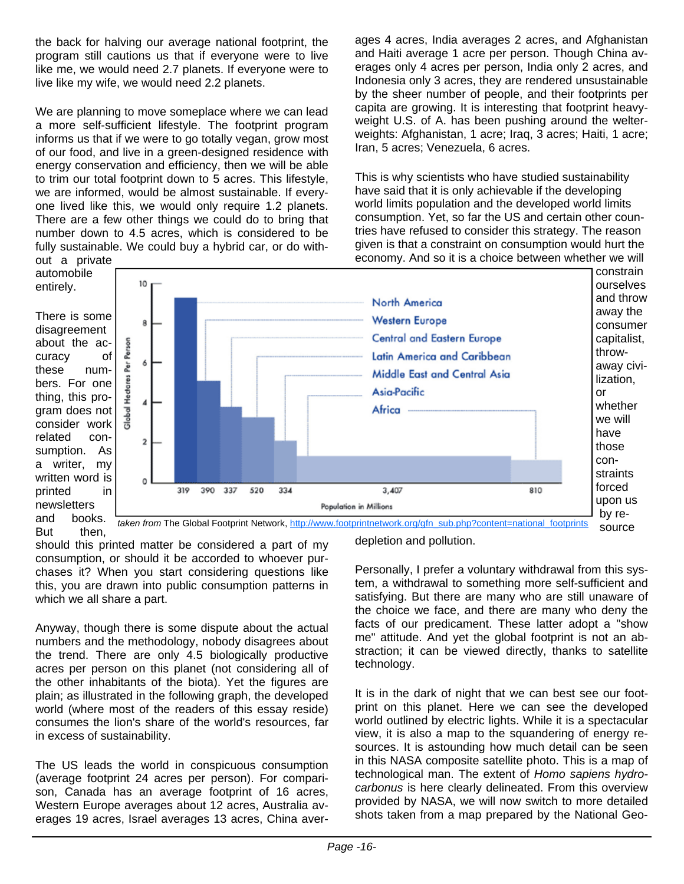the back for halving our average national footprint, the program still cautions us that if everyone were to live like me, we would need 2.7 planets. If everyone were to live like my wife, we would need 2.2 planets.

We are planning to move someplace where we can lead a more self-sufficient lifestyle. The footprint program informs us that if we were to go totally vegan, grow most of our food, and live in a green-designed residence with energy conservation and efficiency, then we will be able to trim our total footprint down to 5 acres. This lifestyle, we are informed, would be almost sustainable. If everyone lived like this, we would only require 1.2 planets. There are a few other things we could do to bring that number down to 4.5 acres, which is considered to be fully sustainable. We could buy a hybrid car, or do without a private automobile entirely.

There is some disagreement about the accuracy of these numbers. For one thing, this program does not consider work related consumption. As a writer, my written word is printed in newsletters and books. But then, should this printed matter be considered a part of my consumption, or should it be accorded to whoever purchases it? When you start considering questions like this, you are drawn into public consumption patterns in which we all share a part.

Anyway, though there is some dispute about the actual numbers and the methodology, nobody disagrees about the trend. There are only 4.5 biologically productive acres per person on this planet (not considering all of the other inhabitants of the biota). Yet the figures are plain; as illustrated in the following graph, the developed world (where most of the readers of this essay reside) consumes the lion's share of the world's resources, far in excess of sustainability.

The US leads the world in conspicuous consumption (average footprint 24 acres per person). For comparison, Canada has an average footprint of 16 acres, Western Europe averages about 12 acres, Australia averages 19 acres, Israel averages 13 acres, China averages 4 acres, India averages 2 acres, and Afghanistan and Haiti average 1 acre per person. Though China averages only 4 acres per person, India only 2 acres, and Indonesia only 3 acres, they are rendered unsustainable by the sheer number of people, and their footprints per capita are growing. It is interesting that footprint heavyweight U.S. of A. has been pushing around the welterweights: Afghanistan, 1 acre; Iraq, 3 acres; Haiti, 1 acre; Iran, 5 acres; Venezuela, 6 acres.

This is why scientists who have studied sustainability have said that it is only achievable if the developing world limits population and the developed world limits consumption. Yet, so far the US and certain other countries have refused to consider this strategy. The reason given is that a constraint on consumption would hurt the economy. And so it is a choice between whether we will constrain ourselves and throw away the consumer capitalist, throw-away civilization, or whether we will have those constraints forced upon us by resource depletion and pollution.

*taken from* The Global Footprint Network, http://www.footprintnetwork.org/gfn_sub.php?content=national_footprints

Personally, I prefer a voluntary withdrawal from this system, a withdrawal to something more self-sufficient and satisfying. But there are many who are still unaware of the choice we face, and there are many who deny the facts of our predicament. These latter adopt a "show me" attitude. And yet the global footprint is not an abstraction; it can be viewed directly, thanks to satellite technology.

It is in the dark of night that we can best see our footprint on this planet. Here we can see the developed world outlined by electric lights. While it is a spectacular view, it is also a map to the squandering of energy resources. It is astounding how much detail can be seen in this NASA composite satellite photo. This is a map of technological man. The extent of *Homo sapiens hydrocarbonus* is here clearly delineated. From this overview provided by NASA, we will now switch to more detailed shots taken from a map prepared by the National Geo-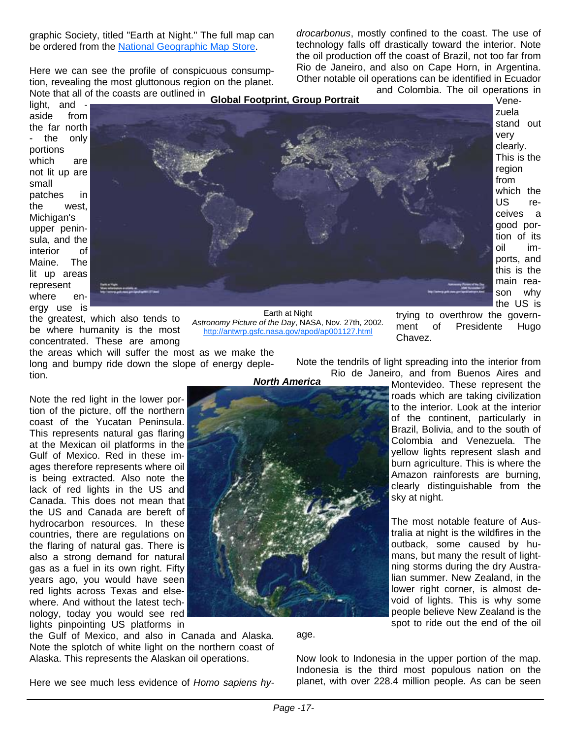graphic Society, titled "Earth at Night." The full map can be ordered from the [National Geographic Map Store](#).

Here we can see the profile of conspicuous consumption, revealing the most gluttonous region on the planet. Note that all of the coasts are outlined in light, and - aside from the far north - the only portions which are not lit up are small patches in the west, Michigan's upper peninsula, and the interior of Maine. The lit up areas represent where energy use is the greatest, which also tends to be where humanity is the most concentrated. These are among the areas which will suffer the most as we make the long and bumpy ride down the slope of energy depletion.

**Global Footprint, Group Portrait**

Earth at Night
*Astronomy Picture of the Day*, NASA, Nov. 27th, 2002.
http://antwrp.gsfc.nasa.gov/apod/ap001127.html

Note the red light in the lower portion of the picture, off the northern coast of the Yucatan Peninsula. This represents natural gas flaring at the Mexican oil platforms in the Gulf of Mexico. Red in these images therefore represents where oil is being extracted. Also note the lack of red lights in the US and Canada. This does not mean that the US and Canada are bereft of hydrocarbon resources. In these countries, there are regulations on the flaring of natural gas. There is also a strong demand for natural gas as a fuel in its own right. Fifty years ago, you would have seen red lights across Texas and elsewhere. And without the latest technology, today you would see red lights pinpointing US platforms in the Gulf of Mexico, and also in Canada and Alaska. Note the splotch of white light on the northern coast of Alaska. This represents the Alaskan oil operations.

***North America***

Here we see much less evidence of *Homo sapiens hydrocarbonus*, mostly confined to the coast. The use of technology falls off drastically toward the interior. Note the oil production off the coast of Brazil, not too far from Rio de Janeiro, and also on Cape Horn, in Argentina. Other notable oil operations can be identified in Ecuador and Colombia. The oil operations in Venezuela stand out very clearly. This is the region from which the US receives a good portion of its oil imports, and this is the main reason why the US is trying to overthrow the government of Presidente Hugo Chavez.

Note the tendrils of light spreading into the interior from Rio de Janeiro, and from Buenos Aires and Montevideo. These represent the roads which are taking civilization to the interior. Look at the interior of the continent, particularly in Brazil, Bolivia, and to the south of Colombia and Venezuela. The yellow lights represent slash and burn agriculture. This is where the Amazon rainforests are burning, clearly distinguishable from the sky at night.

The most notable feature of Australia at night is the wildfires in the outback, some caused by humans, but many the result of lightning storms during the dry Australian summer. New Zealand, in the lower right corner, is almost devoid of lights. This is why some people believe New Zealand is the spot to ride out the end of the oil age.

Now look to Indonesia in the upper portion of the map. Indonesia is the third most populous nation on the planet, with over 228.4 million people. As can be seen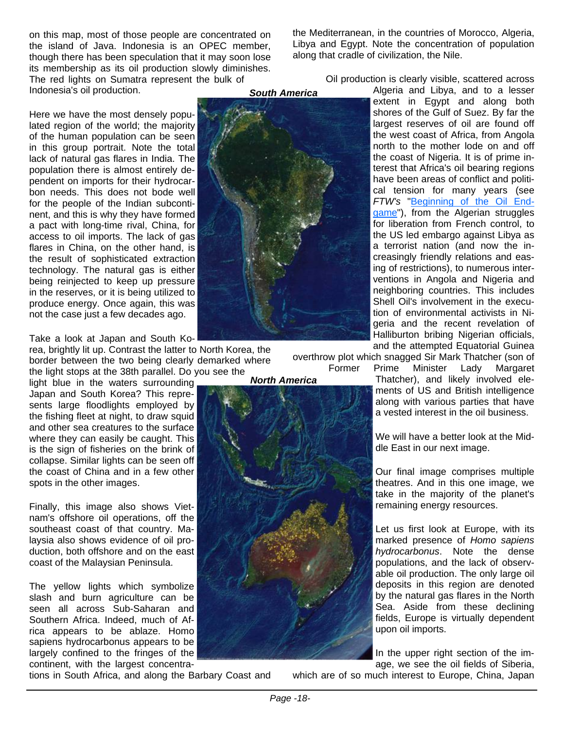on this map, most of those people are concentrated on the island of Java. Indonesia is an OPEC member, though there has been speculation that it may soon lose its membership as its oil production slowly diminishes. The red lights on Sumatra represent the bulk of Indonesia's oil production.

Here we have the most densely populated region of the world; the majority of the human population can be seen in this group portrait. Note the total lack of natural gas flares in India. The population there is almost entirely dependent on imports for their hydrocarbon needs. This does not bode well for the people of the Indian subcontinent, and this is why they have formed a pact with long-time rival, China, for access to oil imports. The lack of gas flares in China, on the other hand, is the result of sophisticated extraction technology. The natural gas is either being reinjected to keep up pressure in the reserves, or it is being utilized to produce energy. Once again, this was not the case just a few decades ago.

Take a look at Japan and South Korea, brightly lit up. Contrast the latter to North Korea, the border between the two being clearly demarked where the light stops at the 38th parallel. Do you see the light blue in the waters surrounding Japan and South Korea? This represents large floodlights employed by the fishing fleet at night, to draw squid and other sea creatures to the surface where they can easily be caught. This is the sign of fisheries on the brink of collapse. Similar lights can be seen off the coast of China and in a few other spots in the other images.

Finally, this image also shows Vietnam's offshore oil operations, off the southeast coast of that country. Malaysia also shows evidence of oil production, both offshore and on the east coast of the Malaysian Peninsula.

The yellow lights which symbolize slash and burn agriculture can be seen all across Sub-Saharan and Southern Africa. Indeed, much of Africa appears to be ablaze. Homo sapiens hydrocarbonus appears to be largely confined to the fringes of the continent, with the largest concentrations in South Africa, and along the Barbary Coast and the Mediterranean, in the countries of Morocco, Algeria, Libya and Egypt. Note the concentration of population along that cradle of civilization, the Nile.

***South America***

***North America***

Oil production is clearly visible, scattered across Algeria and Libya, and to a lesser extent in Egypt and along both shores of the Gulf of Suez. By far the largest reserves of oil are found off the west coast of Africa, from Angola north to the mother lode on and off the coast of Nigeria. It is of prime interest that Africa's oil bearing regions have been areas of conflict and political tension for many years (see *FTW's* "Beginning of the Oil Endgame"), from the Algerian struggles for liberation from French control, to the US led embargo against Libya as a terrorist nation (and now the increasingly friendly relations and easing of restrictions), to numerous interventions in Angola and Nigeria and neighboring countries. This includes Shell Oil's involvement in the execution of environmental activists in Nigeria and the recent revelation of Halliburton bribing Nigerian officials, and the attempted Equatorial Guinea overthrow plot which snagged Sir Mark Thatcher (son of Former Prime Minister Lady Margaret Thatcher), and likely involved elements of US and British intelligence along with various parties that have a vested interest in the oil business.

We will have a better look at the Middle East in our next image.

Our final image comprises multiple theatres. And in this one image, we take in the majority of the planet's remaining energy resources.

Let us first look at Europe, with its marked presence of *Homo sapiens hydrocarbonus*. Note the dense populations, and the lack of observable oil production. The only large oil deposits in this region are denoted by the natural gas flares in the North Sea. Aside from these declining fields, Europe is virtually dependent upon oil imports.

In the upper right section of the image, we see the oil fields of Siberia, which are of so much interest to Europe, China, Japan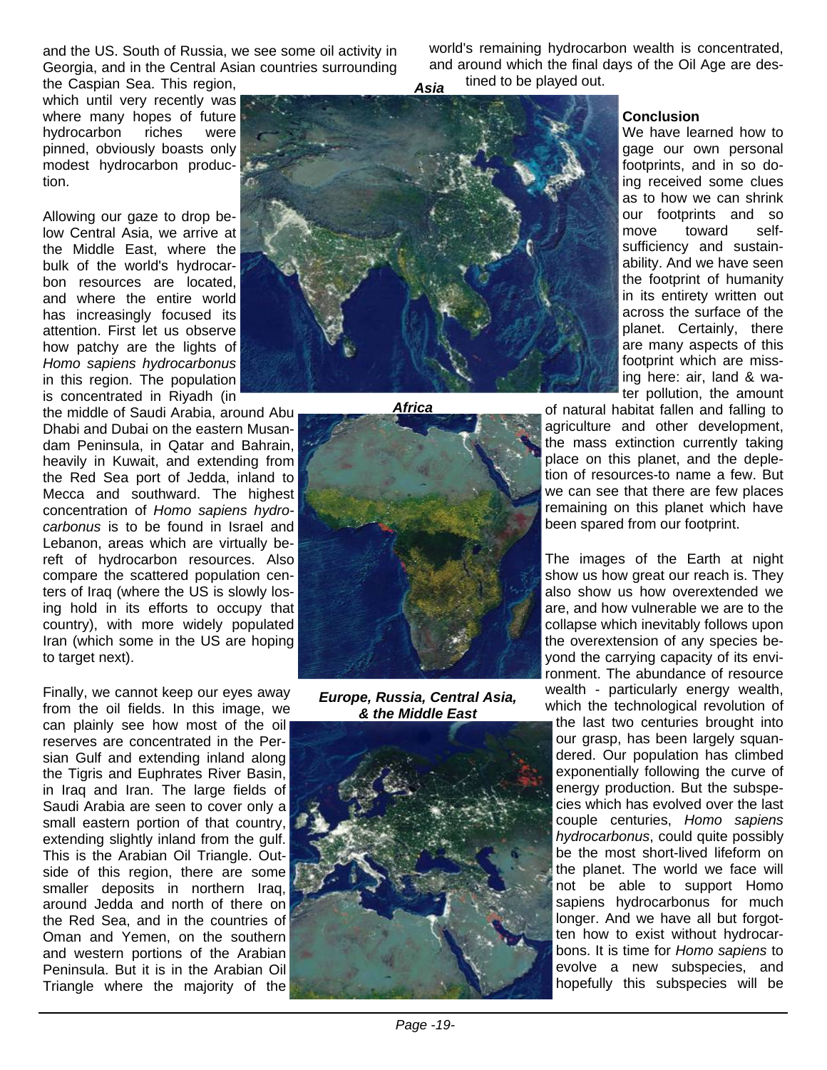and the US. South of Russia, we see some oil activity in Georgia, and in the Central Asian countries surrounding the Caspian Sea. This region, which until very recently was where many hopes of future hydrocarbon riches were pinned, obviously boasts only modest hydrocarbon production.

Allowing our gaze to drop below Central Asia, we arrive at the Middle East, where the bulk of the world's hydrocarbon resources are located, and where the entire world has increasingly focused its attention. First let us observe how patchy are the lights of *Homo sapiens hydrocarbonus* in this region. The population is concentrated in Riyadh (in the middle of Saudi Arabia, around Abu Dhabi and Dubai on the eastern Musandam Peninsula, in Qatar and Bahrain, heavily in Kuwait, and extending from the Red Sea port of Jedda, inland to Mecca and southward. The highest concentration of *Homo sapiens hydrocarbonus* is to be found in Israel and Lebanon, areas which are virtually bereft of hydrocarbon resources. Also compare the scattered population centers of Iraq (where the US is slowly losing hold in its efforts to occupy that country), with more widely populated Iran (which some in the US are hoping to target next).

Finally, we cannot keep our eyes away from the oil fields. In this image, we can plainly see how most of the oil reserves are concentrated in the Persian Gulf and extending inland along the Tigris and Euphrates River Basin, in Iraq and Iran. The large fields of Saudi Arabia are seen to cover only a small eastern portion of that country, extending slightly inland from the gulf. This is the Arabian Oil Triangle. Outside of this region, there are some smaller deposits in northern Iraq, around Jedda and north of there on the Red Sea, and in the countries of Oman and Yemen, on the southern and western portions of the Arabian Peninsula. But it is in the Arabian Oil Triangle where the majority of the world's remaining hydrocarbon wealth is concentrated, and around which the final days of the Oil Age are destined to be played out.

***Asia***

***Africa***

***Europe, Russia, Central Asia, & the Middle East***

**Conclusion**

We have learned how to gage our own personal footprints, and in so doing received some clues as to how we can shrink our footprints and so move toward self-sufficiency and sustainability. And we have seen the footprint of humanity in its entirety written out across the surface of the planet. Certainly, there are many aspects of this footprint which are missing here: air, land & water pollution, the amount of natural habitat fallen and falling to agriculture and other development, the mass extinction currently taking place on this planet, and the depletion of resources-to name a few. But we can see that there are few places remaining on this planet which have been spared from our footprint.

The images of the Earth at night show us how great our reach is. They also show us how overextended we are, and how vulnerable we are to the collapse which inevitably follows upon the overextension of any species beyond the carrying capacity of its environment. The abundance of resource wealth - particularly energy wealth, which the technological revolution of the last two centuries brought into our grasp, has been largely squandered. Our population has climbed exponentially following the curve of energy production. But the subspecies which has evolved over the last couple centuries, *Homo sapiens hydrocarbonus*, could quite possibly be the most short-lived lifeform on the planet. The world we face will not be able to support Homo sapiens hydrocarbonus for much longer. And we have all but forgotten how to exist without hydrocarbons. It is time for *Homo sapiens* to evolve a new subspecies, and hopefully this subspecies will be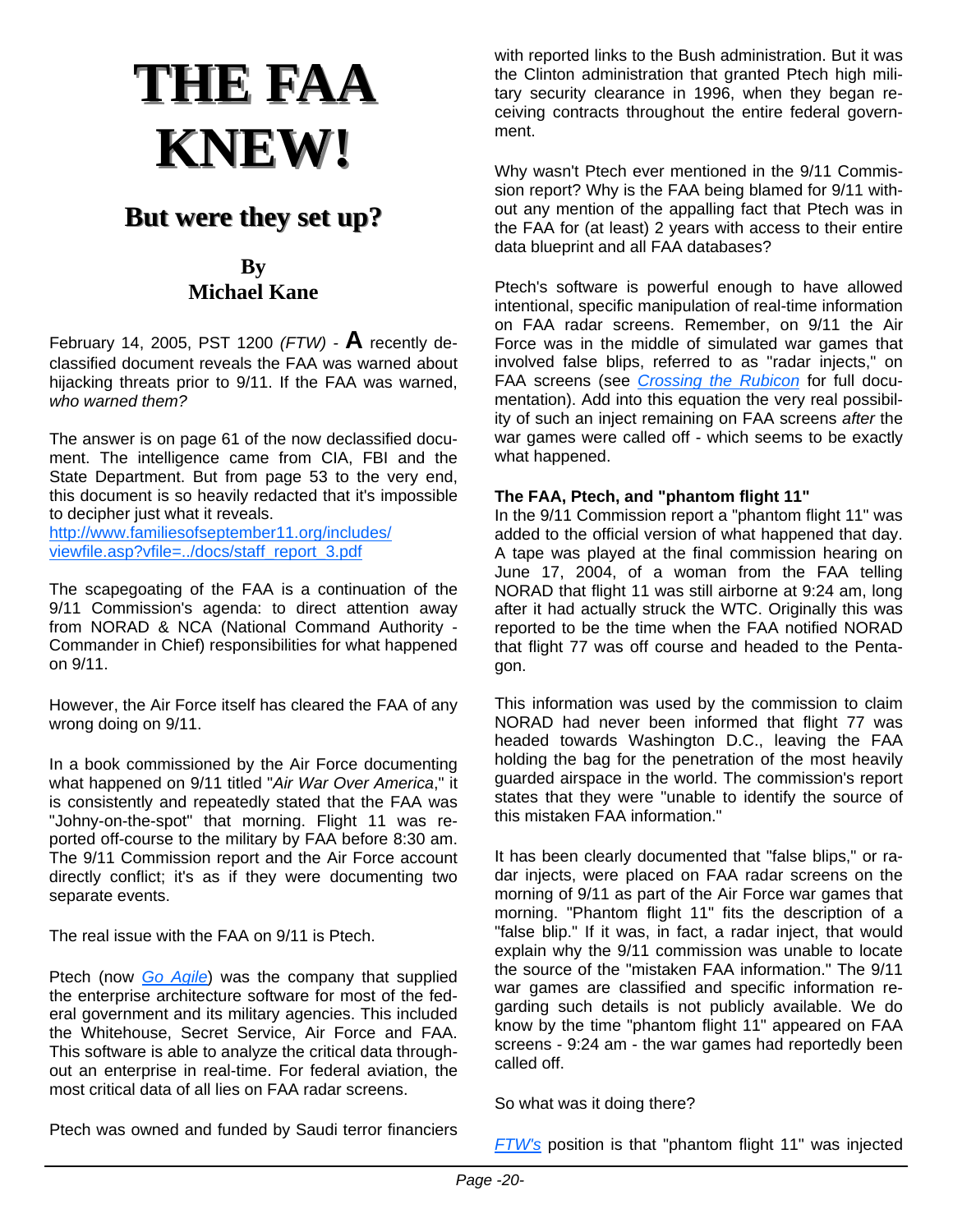# THE FAA KNEW!

## But were they set up?

### By
### Michael Kane

February 14, 2005, PST 1200 *(FTW)* - **A** recently declassified document reveals the FAA was warned about hijacking threats prior to 9/11. If the FAA was warned, *who warned them?*

The answer is on page 61 of the now declassified document. The intelligence came from CIA, FBI and the State Department. But from page 53 to the very end, this document is so heavily redacted that it's impossible to decipher just what it reveals.
http://www.familiesofseptember11.org/includes/viewfile.asp?vfile=../docs/staff_report_3.pdf

The scapegoating of the FAA is a continuation of the 9/11 Commission's agenda: to direct attention away from NORAD & NCA (National Command Authority - Commander in Chief) responsibilities for what happened on 9/11.

However, the Air Force itself has cleared the FAA of any wrong doing on 9/11.

In a book commissioned by the Air Force documenting what happened on 9/11 titled "*Air War Over America*," it is consistently and repeatedly stated that the FAA was "Johny-on-the-spot" that morning. Flight 11 was reported off-course to the military by FAA before 8:30 am. The 9/11 Commission report and the Air Force account directly conflict; it's as if they were documenting two separate events.

The real issue with the FAA on 9/11 is Ptech.

Ptech (now *Go Agile*) was the company that supplied the enterprise architecture software for most of the federal government and its military agencies. This included the Whitehouse, Secret Service, Air Force and FAA. This software is able to analyze the critical data throughout an enterprise in real-time. For federal aviation, the most critical data of all lies on FAA radar screens.

Ptech was owned and funded by Saudi terror financiers with reported links to the Bush administration. But it was the Clinton administration that granted Ptech high military security clearance in 1996, when they began receiving contracts throughout the entire federal government.

Why wasn't Ptech ever mentioned in the 9/11 Commission report? Why is the FAA being blamed for 9/11 without any mention of the appalling fact that Ptech was in the FAA for (at least) 2 years with access to their entire data blueprint and all FAA databases?

Ptech's software is powerful enough to have allowed intentional, specific manipulation of real-time information on FAA radar screens. Remember, on 9/11 the Air Force was in the middle of simulated war games that involved false blips, referred to as "radar injects," on FAA screens (see *Crossing the Rubicon* for full documentation). Add into this equation the very real possibility of such an inject remaining on FAA screens *after* the war games were called off - which seems to be exactly what happened.

**The FAA, Ptech, and "phantom flight 11"**
In the 9/11 Commission report a "phantom flight 11" was added to the official version of what happened that day. A tape was played at the final commission hearing on June 17, 2004, of a woman from the FAA telling NORAD that flight 11 was still airborne at 9:24 am, long after it had actually struck the WTC. Originally this was reported to be the time when the FAA notified NORAD that flight 77 was off course and headed to the Pentagon.

This information was used by the commission to claim NORAD had never been informed that flight 77 was headed towards Washington D.C., leaving the FAA holding the bag for the penetration of the most heavily guarded airspace in the world. The commission's report states that they were "unable to identify the source of this mistaken FAA information."

It has been clearly documented that "false blips," or radar injects, were placed on FAA radar screens on the morning of 9/11 as part of the Air Force war games that morning. "Phantom flight 11" fits the description of a "false blip." If it was, in fact, a radar inject, that would explain why the 9/11 commission was unable to locate the source of the "mistaken FAA information." The 9/11 war games are classified and specific information regarding such details is not publicly available. We do know by the time "phantom flight 11" appeared on FAA screens - 9:24 am - the war games had reportedly been called off.

So what was it doing there?

*FTW's* position is that "phantom flight 11" was injected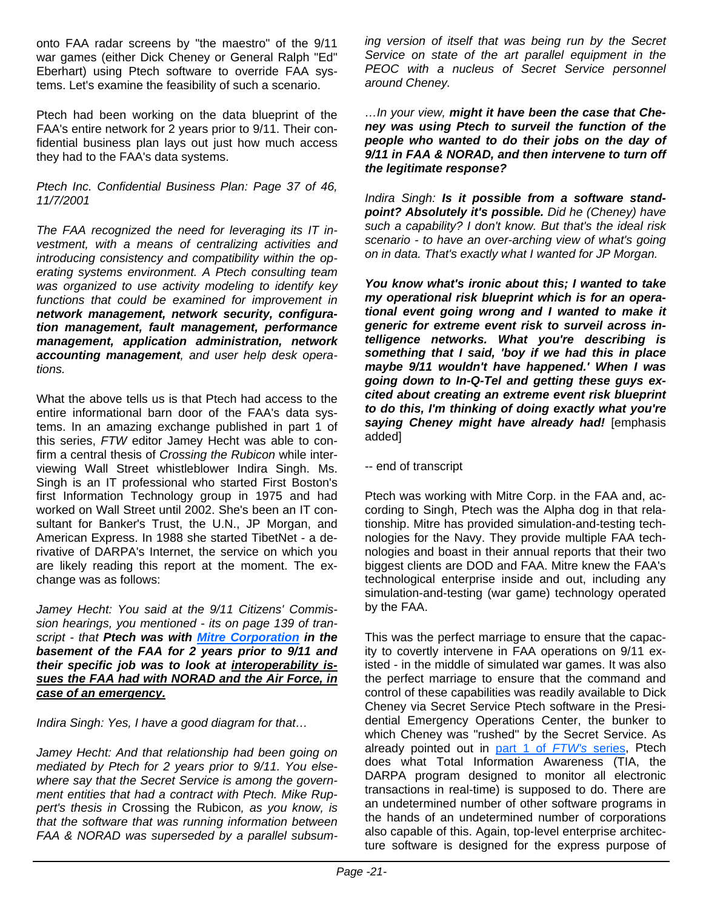onto FAA radar screens by "the maestro" of the 9/11 war games (either Dick Cheney or General Ralph "Ed" Eberhart) using Ptech software to override FAA systems. Let's examine the feasibility of such a scenario.

Ptech had been working on the data blueprint of the FAA's entire network for 2 years prior to 9/11. Their confidential business plan lays out just how much access they had to the FAA's data systems.

*Ptech Inc. Confidential Business Plan: Page 37 of 46, 11/7/2001*

*The FAA recognized the need for leveraging its IT investment, with a means of centralizing activities and introducing consistency and compatibility within the operating systems environment. A Ptech consulting team was organized to use activity modeling to identify key functions that could be examined for improvement in* ***network management, network security, configuration management, fault management, performance management, application administration, network accounting management****, and user help desk operations.*

What the above tells us is that Ptech had access to the entire informational barn door of the FAA's data systems. In an amazing exchange published in part 1 of this series, *FTW* editor Jamey Hecht was able to confirm a central thesis of *Crossing the Rubicon* while interviewing Wall Street whistleblower Indira Singh. Ms. Singh is an IT professional who started First Boston's first Information Technology group in 1975 and had worked on Wall Street until 2002. She's been an IT consultant for Banker's Trust, the U.N., JP Morgan, and American Express. In 1988 she started TibetNet - a derivative of DARPA's Internet, the service on which you are likely reading this report at the moment. The exchange was as follows:

*Jamey Hecht: You said at the 9/11 Citizens' Commission hearings, you mentioned - its on page 139 of transcript - that* ***Ptech was with Mitre Corporation in the basement of the FAA for 2 years prior to 9/11 and their specific job was to look at interoperability issues the FAA had with NORAD and the Air Force, in case of an emergency.***

*Indira Singh: Yes, I have a good diagram for that…*

*Jamey Hecht: And that relationship had been going on mediated by Ptech for 2 years prior to 9/11. You elsewhere say that the Secret Service is among the government entities that had a contract with Ptech. Mike Ruppert's thesis in* Crossing the Rubicon*, as you know, is that the software that was running information between FAA & NORAD was superseded by a parallel subsuming version of itself that was being run by the Secret Service on state of the art parallel equipment in the PEOC with a nucleus of Secret Service personnel around Cheney.*

*…In your view,* ***might it have been the case that Cheney was using Ptech to surveil the function of the people who wanted to do their jobs on the day of 9/11 in FAA & NORAD, and then intervene to turn off the legitimate response?***

*Indira Singh:* ***Is it possible from a software standpoint? Absolutely it's possible.*** *Did he (Cheney) have such a capability? I don't know. But that's the ideal risk scenario - to have an over-arching view of what's going on in data. That's exactly what I wanted for JP Morgan.*

***You know what's ironic about this; I wanted to take my operational risk blueprint which is for an operational event going wrong and I wanted to make it generic for extreme event risk to surveil across intelligence networks. What you're describing is something that I said, 'boy if we had this in place maybe 9/11 wouldn't have happened.' When I was going down to In-Q-Tel and getting these guys excited about creating an extreme event risk blueprint to do this, I'm thinking of doing exactly what you're saying Cheney might have already had!*** [emphasis added]

-- end of transcript

Ptech was working with Mitre Corp. in the FAA and, according to Singh, Ptech was the Alpha dog in that relationship. Mitre has provided simulation-and-testing technologies for the Navy. They provide multiple FAA technologies and boast in their annual reports that their two biggest clients are DOD and FAA. Mitre knew the FAA's technological enterprise inside and out, including any simulation-and-testing (war game) technology operated by the FAA.

This was the perfect marriage to ensure that the capacity to covertly intervene in FAA operations on 9/11 existed - in the middle of simulated war games. It was also the perfect marriage to ensure that the command and control of these capabilities was readily available to Dick Cheney via Secret Service Ptech software in the Presidential Emergency Operations Center, the bunker to which Cheney was "rushed" by the Secret Service. As already pointed out in part 1 of *FTW's* series, Ptech does what Total Information Awareness (TIA, the DARPA program designed to monitor all electronic transactions in real-time) is supposed to do. There are an undetermined number of other software programs in the hands of an undetermined number of corporations also capable of this. Again, top-level enterprise architecture software is designed for the express purpose of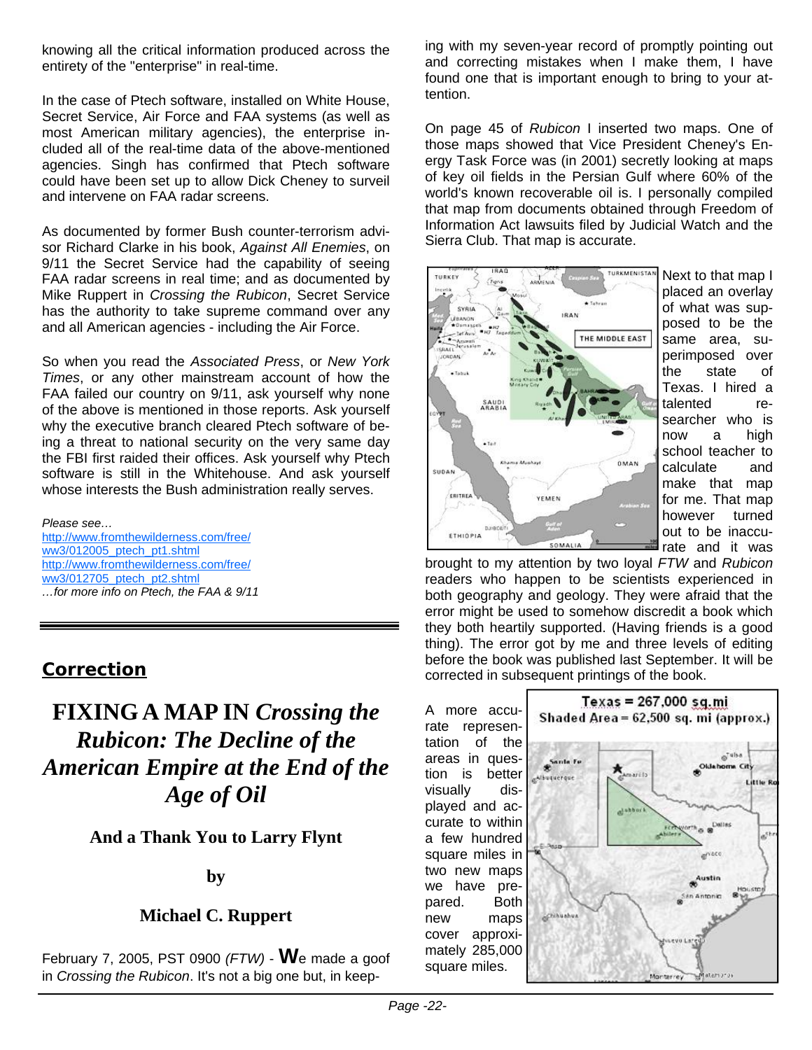knowing all the critical information produced across the entirety of the "enterprise" in real-time.

In the case of Ptech software, installed on White House, Secret Service, Air Force and FAA systems (as well as most American military agencies), the enterprise included all of the real-time data of the above-mentioned agencies. Singh has confirmed that Ptech software could have been set up to allow Dick Cheney to surveil and intervene on FAA radar screens.

As documented by former Bush counter-terrorism advisor Richard Clarke in his book, *Against All Enemies*, on 9/11 the Secret Service had the capability of seeing FAA radar screens in real time; and as documented by Mike Ruppert in *Crossing the Rubicon*, Secret Service has the authority to take supreme command over any and all American agencies - including the Air Force.

So when you read the *Associated Press*, or *New York Times*, or any other mainstream account of how the FAA failed our country on 9/11, ask yourself why none of the above is mentioned in those reports. Ask yourself why the executive branch cleared Ptech software of being a threat to national security on the very same day the FBI first raided their offices. Ask yourself why Ptech software is still in the Whitehouse. And ask yourself whose interests the Bush administration really serves.

*Please see…*
http://www.fromthewilderness.com/free/ww3/012005_ptech_pt1.shtml
http://www.fromthewilderness.com/free/ww3/012705_ptech_pt2.shtml
*…for more info on Ptech, the FAA & 9/11*

---

## Correction

# FIXING A MAP IN *Crossing the Rubicon: The Decline of the American Empire at the End of the Age of Oil*

### And a Thank You to Larry Flynt

### by

### Michael C. Ruppert

February 7, 2005, PST 0900 *(FTW)* - **W**e made a goof in *Crossing the Rubicon*. It's not a big one but, in keeping with my seven-year record of promptly pointing out and correcting mistakes when I make them, I have found one that is important enough to bring to your attention.

On page 45 of *Rubicon* I inserted two maps. One of those maps showed that Vice President Cheney's Energy Task Force was (in 2001) secretly looking at maps of key oil fields in the Persian Gulf where 60% of the world's known recoverable oil is. I personally compiled that map from documents obtained through Freedom of Information Act lawsuits filed by Judicial Watch and the Sierra Club. That map is accurate.

Next to that map I placed an overlay of what was supposed to be the same area, superimposed over the state of Texas. I hired a talented researcher who is now a high school teacher to calculate and make that map for me. That map however turned out to be inaccurate and it was brought to my attention by two loyal *FTW* and *Rubicon* readers who happen to be scientists experienced in both geography and geology. They were afraid that the error might be used to somehow discredit a book which they both heartily supported. (Having friends is a good thing). The error got by me and three levels of editing before the book was published last September. It will be corrected in subsequent printings of the book.

A more accurate representation of the areas in question is better visually displayed and accurate to within a few hundred square miles in two new maps we have prepared. Both new maps cover approximately 285,000 square miles.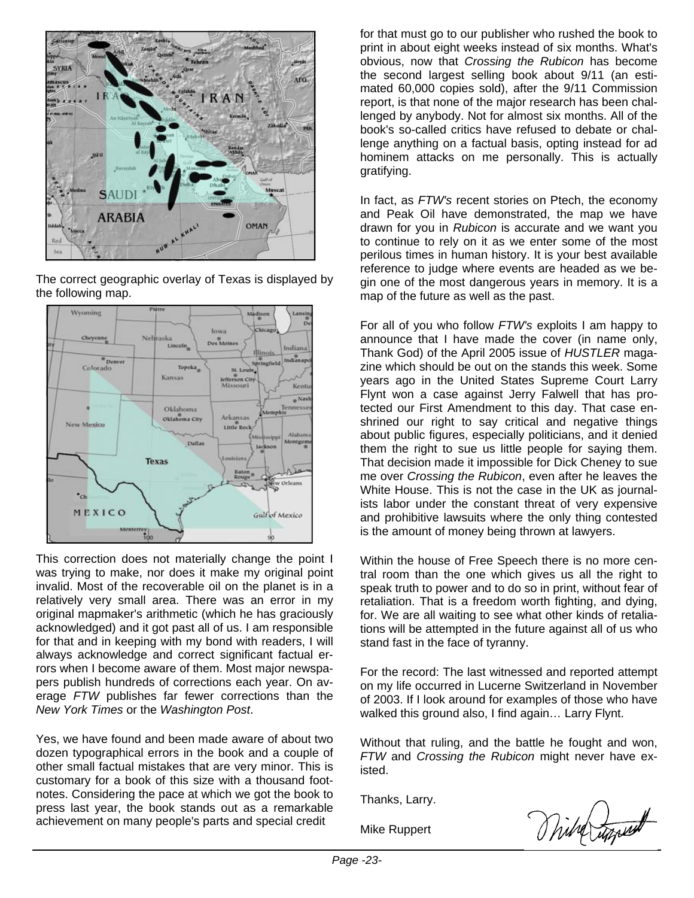The correct geographic overlay of Texas is displayed by the following map.

This correction does not materially change the point I was trying to make, nor does it make my original point invalid. Most of the recoverable oil on the planet is in a relatively very small area. There was an error in my original mapmaker's arithmetic (which he has graciously acknowledged) and it got past all of us. I am responsible for that and in keeping with my bond with readers, I will always acknowledge and correct significant factual errors when I become aware of them. Most major newspapers publish hundreds of corrections each year. On average *FTW* publishes far fewer corrections than the *New York Times* or the *Washington Post*.

Yes, we have found and been made aware of about two dozen typographical errors in the book and a couple of other small factual mistakes that are very minor. This is customary for a book of this size with a thousand footnotes. Considering the pace at which we got the book to press last year, the book stands out as a remarkable achievement on many people's parts and special credit for that must go to our publisher who rushed the book to print in about eight weeks instead of six months. What's obvious, now that *Crossing the Rubicon* has become the second largest selling book about 9/11 (an estimated 60,000 copies sold), after the 9/11 Commission report, is that none of the major research has been challenged by anybody. Not for almost six months. All of the book's so-called critics have refused to debate or challenge anything on a factual basis, opting instead for ad hominem attacks on me personally. This is actually gratifying.

In fact, as *FTW's* recent stories on Ptech, the economy and Peak Oil have demonstrated, the map we have drawn for you in *Rubicon* is accurate and we want you to continue to rely on it as we enter some of the most perilous times in human history. It is your best available reference to judge where events are headed as we begin one of the most dangerous years in memory. It is a map of the future as well as the past.

For all of you who follow *FTW's* exploits I am happy to announce that I have made the cover (in name only, Thank God) of the April 2005 issue of *HUSTLER* magazine which should be out on the stands this week. Some years ago in the United States Supreme Court Larry Flynt won a case against Jerry Falwell that has protected our First Amendment to this day. That case enshrined our right to say critical and negative things about public figures, especially politicians, and it denied them the right to sue us little people for saying them. That decision made it impossible for Dick Cheney to sue me over *Crossing the Rubicon*, even after he leaves the White House. This is not the case in the UK as journalists labor under the constant threat of very expensive and prohibitive lawsuits where the only thing contested is the amount of money being thrown at lawyers.

Within the house of Free Speech there is no more central room than the one which gives us all the right to speak truth to power and to do so in print, without fear of retaliation. That is a freedom worth fighting, and dying, for. We are all waiting to see what other kinds of retaliations will be attempted in the future against all of us who stand fast in the face of tyranny.

For the record: The last witnessed and reported attempt on my life occurred in Lucerne Switzerland in November of 2003. If I look around for examples of those who have walked this ground also, I find again… Larry Flynt.

Without that ruling, and the battle he fought and won, *FTW* and *Crossing the Rubicon* might never have existed.

Thanks, Larry.

Mike Ruppert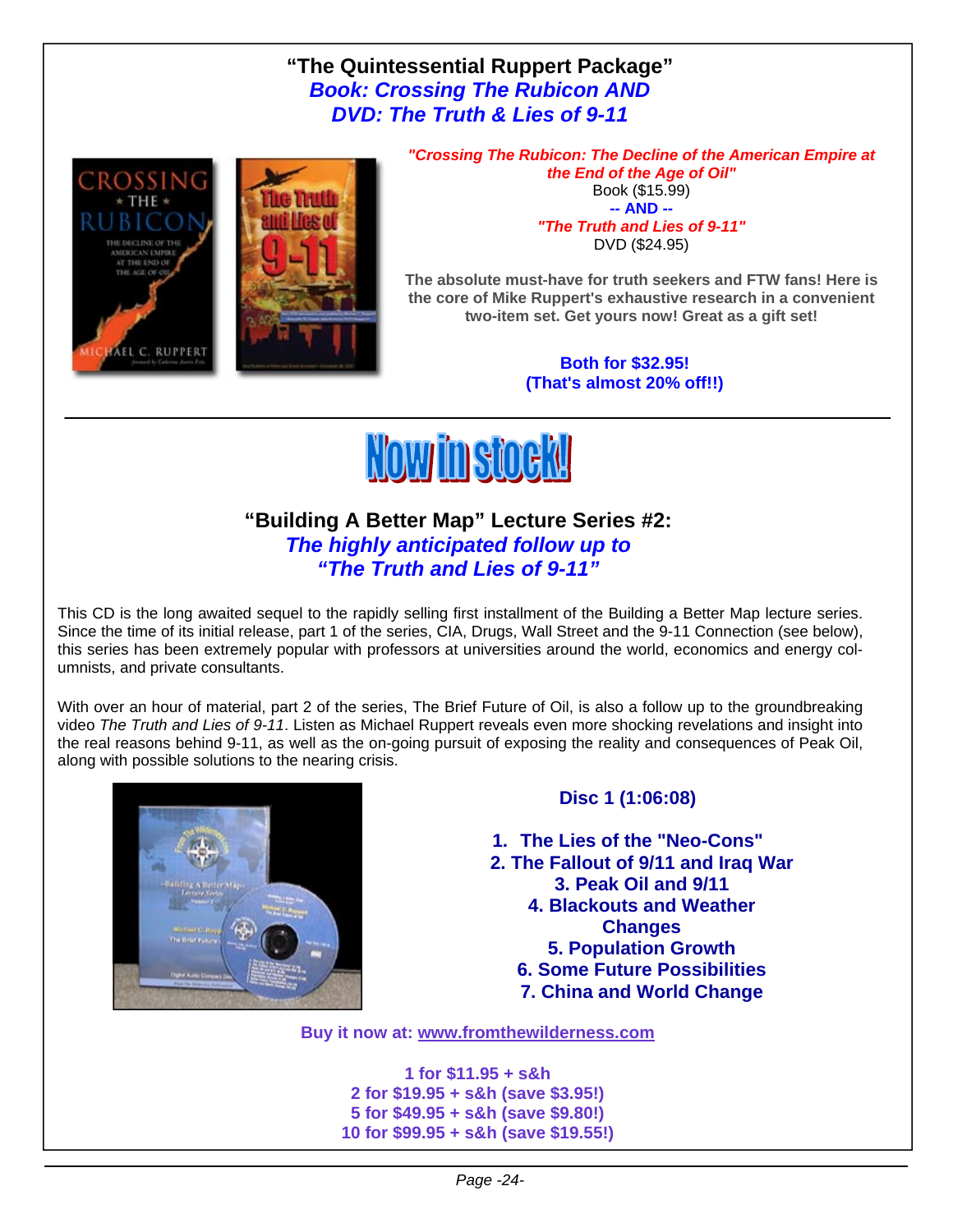## "The Quintessential Ruppert Package"
### *Book: Crossing The Rubicon AND*
### *DVD: The Truth & Lies of 9-11*

***"Crossing The Rubicon: The Decline of the American Empire at the End of the Age of Oil"***
Book ($15.99)
**-- AND --**
***"The Truth and Lies of 9-11"***
DVD ($24.95)

**The absolute must-have for truth seekers and FTW fans! Here is the core of Mike Ruppert's exhaustive research in a convenient two-item set. Get yours now! Great as a gift set!**

**Both for $32.95!**
**(That's almost 20% off!!)**

---

# Now in stock!

## "Building A Better Map" Lecture Series #2:
### *The highly anticipated follow up to "The Truth and Lies of 9-11"*

This CD is the long awaited sequel to the rapidly selling first installment of the Building a Better Map lecture series. Since the time of its initial release, part 1 of the series, CIA, Drugs, Wall Street and the 9-11 Connection (see below), this series has been extremely popular with professors at universities around the world, economics and energy columnists, and private consultants.

With over an hour of material, part 2 of the series, The Brief Future of Oil, is also a follow up to the groundbreaking video *The Truth and Lies of 9-11*. Listen as Michael Ruppert reveals even more shocking revelations and insight into the real reasons behind 9-11, as well as the on-going pursuit of exposing the reality and consequences of Peak Oil, along with possible solutions to the nearing crisis.

**Disc 1 (1:06:08)**

1. **The Lies of the "Neo-Cons"**
2. **The Fallout of 9/11 and Iraq War**
3. **Peak Oil and 9/11**
4. **Blackouts and Weather Changes**
5. **Population Growth**
6. **Some Future Possibilities**
7. **China and World Change**

**Buy it now at: www.fromthewilderness.com**

**1 for $11.95 + s&h**
**2 for $19.95 + s&h (save $3.95!)**
**5 for $49.95 + s&h (save $9.80!)**
**10 for $99.95 + s&h (save $19.55!)**